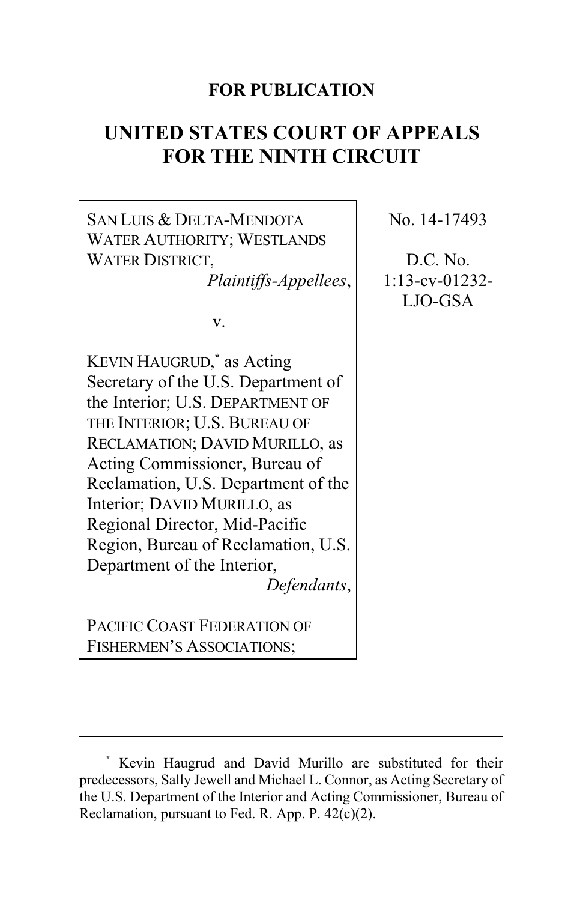**FOR PUBLICATION**

# UNITED STATES COURT OF APPEALS FOR THE NINTH CIRCUIT

SAN LUIS & DELTA-MENDOTA WATER AUTHORITY; WESTLANDS WATER DISTRICT,
*Plaintiffs-Appellees*,

v.

KEVIN HAUGRUD,[*] as Acting Secretary of the U.S. Department of the Interior; U.S. DEPARTMENT OF THE INTERIOR; U.S. BUREAU OF RECLAMATION; DAVID MURILLO, as Acting Commissioner, Bureau of Reclamation, U.S. Department of the Interior; DAVID MURILLO, as Regional Director, Mid-Pacific Region, Bureau of Reclamation, U.S. Department of the Interior,
*Defendants*,

PACIFIC COAST FEDERATION OF FISHERMEN'S ASSOCIATIONS;

No. 14-17493

D.C. No. 1:13-cv-01232-LJO-GSA

---

[*] Kevin Haugrud and David Murillo are substituted for their predecessors, Sally Jewell and Michael L. Connor, as Acting Secretary of the U.S. Department of the Interior and Acting Commissioner, Bureau of Reclamation, pursuant to Fed. R. App. P. 42(c)(2).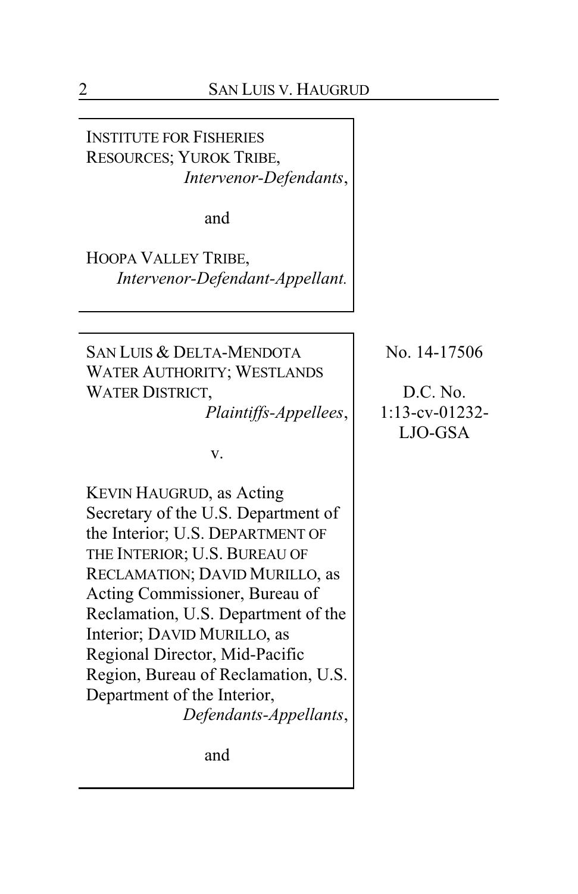INSTITUTE FOR FISHERIES RESOURCES; YUROK TRIBE,
*Intervenor-Defendants*,

and

HOOPA VALLEY TRIBE,
*Intervenor-Defendant-Appellant.*

---

SAN LUIS & DELTA-MENDOTA WATER AUTHORITY; WESTLANDS WATER DISTRICT,
*Plaintiffs-Appellees*,

v.

KEVIN HAUGRUD, as Acting Secretary of the U.S. Department of the Interior; U.S. DEPARTMENT OF THE INTERIOR; U.S. BUREAU OF RECLAMATION; DAVID MURILLO, as Acting Commissioner, Bureau of Reclamation, U.S. Department of the Interior; DAVID MURILLO, as Regional Director, Mid-Pacific Region, Bureau of Reclamation, U.S. Department of the Interior,
*Defendants-Appellants*,

and

No. 14-17506

D.C. No.
1:13-cv-01232-LJO-GSA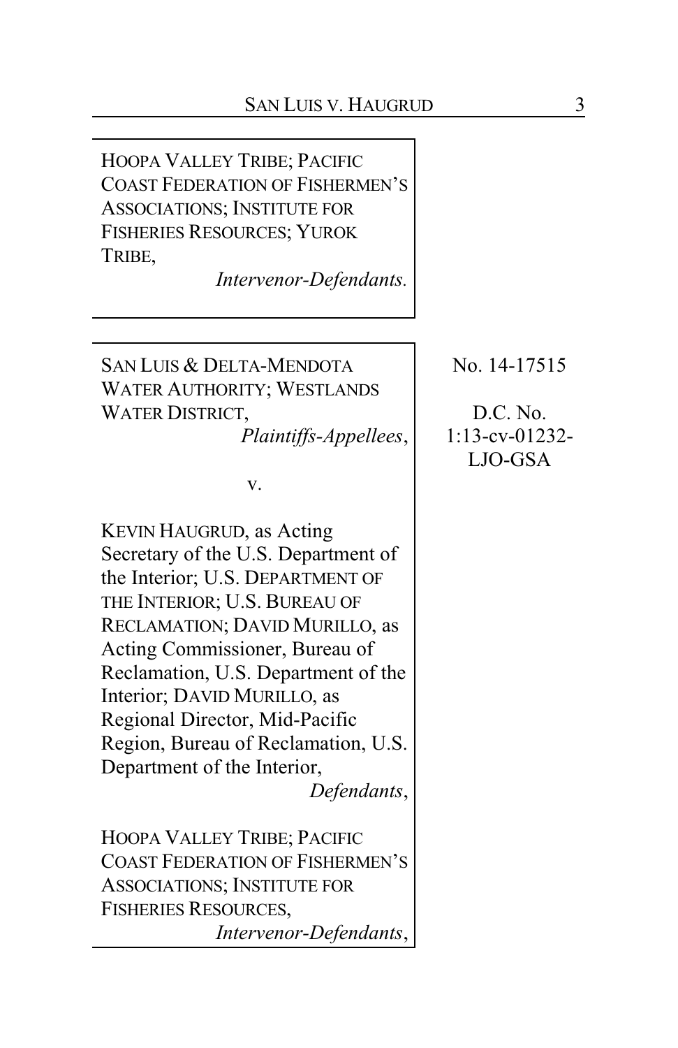HOOPA VALLEY TRIBE; PACIFIC COAST FEDERATION OF FISHERMEN'S ASSOCIATIONS; INSTITUTE FOR FISHERIES RESOURCES; YUROK TRIBE,
*Intervenor-Defendants.*

---

SAN LUIS & DELTA-MENDOTA WATER AUTHORITY; WESTLANDS WATER DISTRICT,
*Plaintiffs-Appellees*,

v.

KEVIN HAUGRUD, as Acting Secretary of the U.S. Department of the Interior; U.S. DEPARTMENT OF THE INTERIOR; U.S. BUREAU OF RECLAMATION; DAVID MURILLO, as Acting Commissioner, Bureau of Reclamation, U.S. Department of the Interior; DAVID MURILLO, as Regional Director, Mid-Pacific Region, Bureau of Reclamation, U.S. Department of the Interior,
*Defendants*,

HOOPA VALLEY TRIBE; PACIFIC COAST FEDERATION OF FISHERMEN'S ASSOCIATIONS; INSTITUTE FOR FISHERIES RESOURCES,
*Intervenor-Defendants*,

No. 14-17515

D.C. No. 1:13-cv-01232-LJO-GSA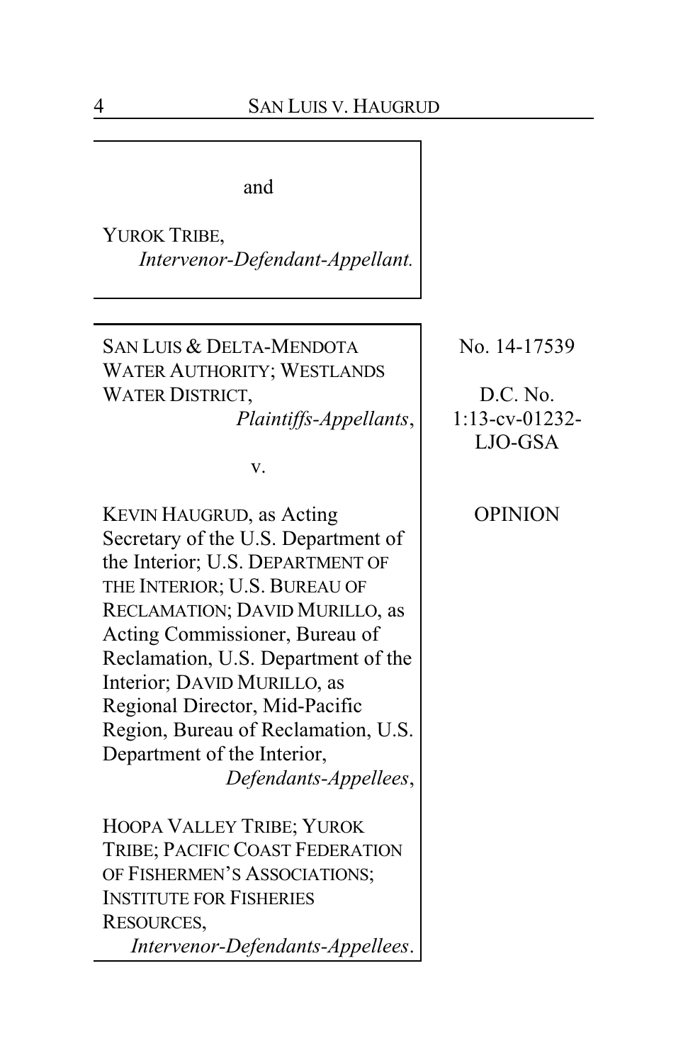and

YUROK TRIBE,
*Intervenor-Defendant-Appellant.*

---

SAN LUIS & DELTA-MENDOTA WATER AUTHORITY; WESTLANDS WATER DISTRICT,
*Plaintiffs-Appellants*,

v.

KEVIN HAUGRUD, as Acting Secretary of the U.S. Department of the Interior; U.S. DEPARTMENT OF THE INTERIOR; U.S. BUREAU OF RECLAMATION; DAVID MURILLO, as Acting Commissioner, Bureau of Reclamation, U.S. Department of the Interior; DAVID MURILLO, as Regional Director, Mid-Pacific Region, Bureau of Reclamation, U.S. Department of the Interior,
*Defendants-Appellees*,

HOOPA VALLEY TRIBE; YUROK TRIBE; PACIFIC COAST FEDERATION OF FISHERMEN'S ASSOCIATIONS; INSTITUTE FOR FISHERIES RESOURCES,
*Intervenor-Defendants-Appellees*.

No. 14-17539

D.C. No. 1:13-cv-01232-LJO-GSA

OPINION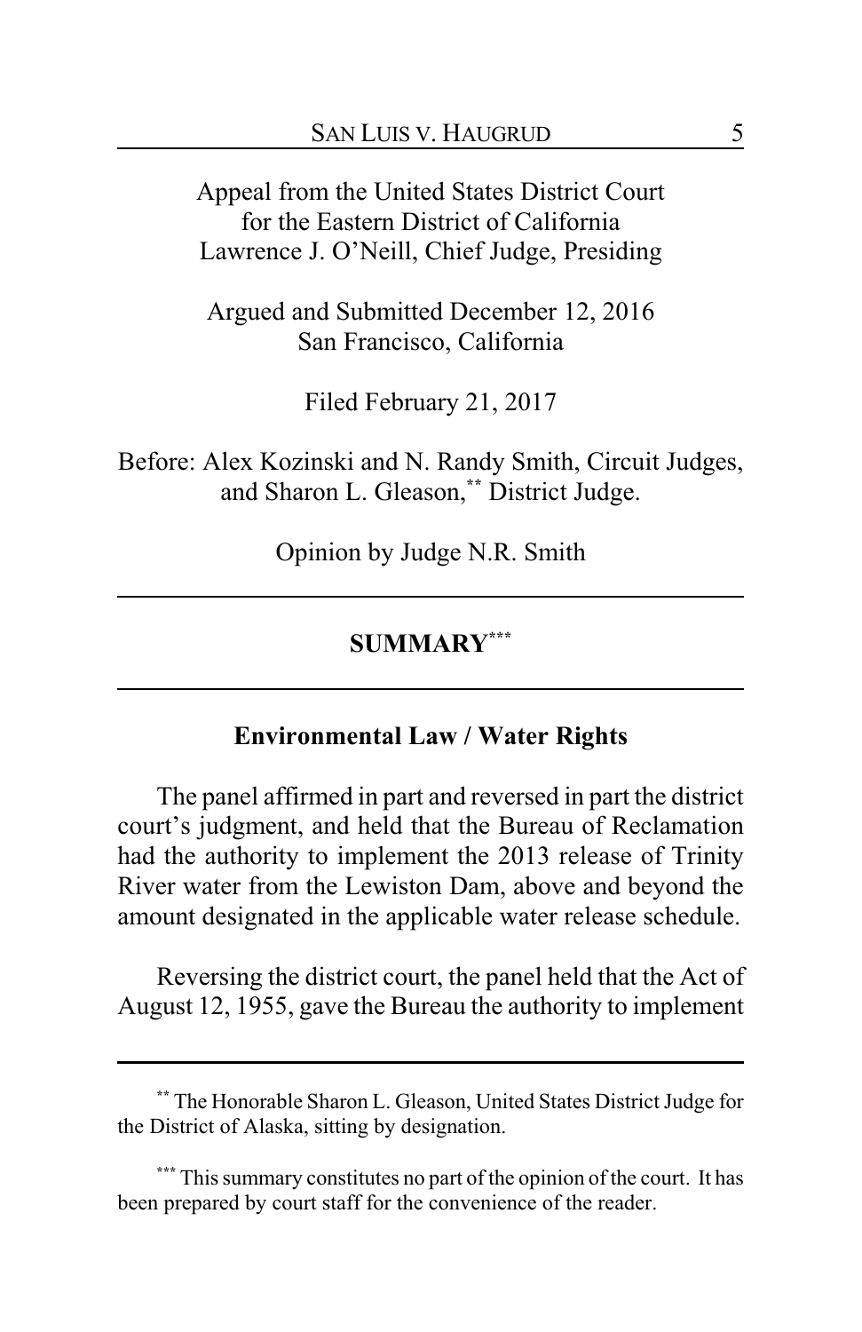Appeal from the United States District Court for the Eastern District of California
Lawrence J. O'Neill, Chief Judge, Presiding

Argued and Submitted December 12, 2016
San Francisco, California

Filed February 21, 2017

Before: Alex Kozinski and N. Randy Smith, Circuit Judges, and Sharon L. Gleason,[**] District Judge.

Opinion by Judge N.R. Smith

---

## SUMMARY[***]

---

### Environmental Law / Water Rights

The panel affirmed in part and reversed in part the district court's judgment, and held that the Bureau of Reclamation had the authority to implement the 2013 release of Trinity River water from the Lewiston Dam, above and beyond the amount designated in the applicable water release schedule.

Reversing the district court, the panel held that the Act of August 12, 1955, gave the Bureau the authority to implement

---

[**] The Honorable Sharon L. Gleason, United States District Judge for the District of Alaska, sitting by designation.

[***] This summary constitutes no part of the opinion of the court. It has been prepared by court staff for the convenience of the reader.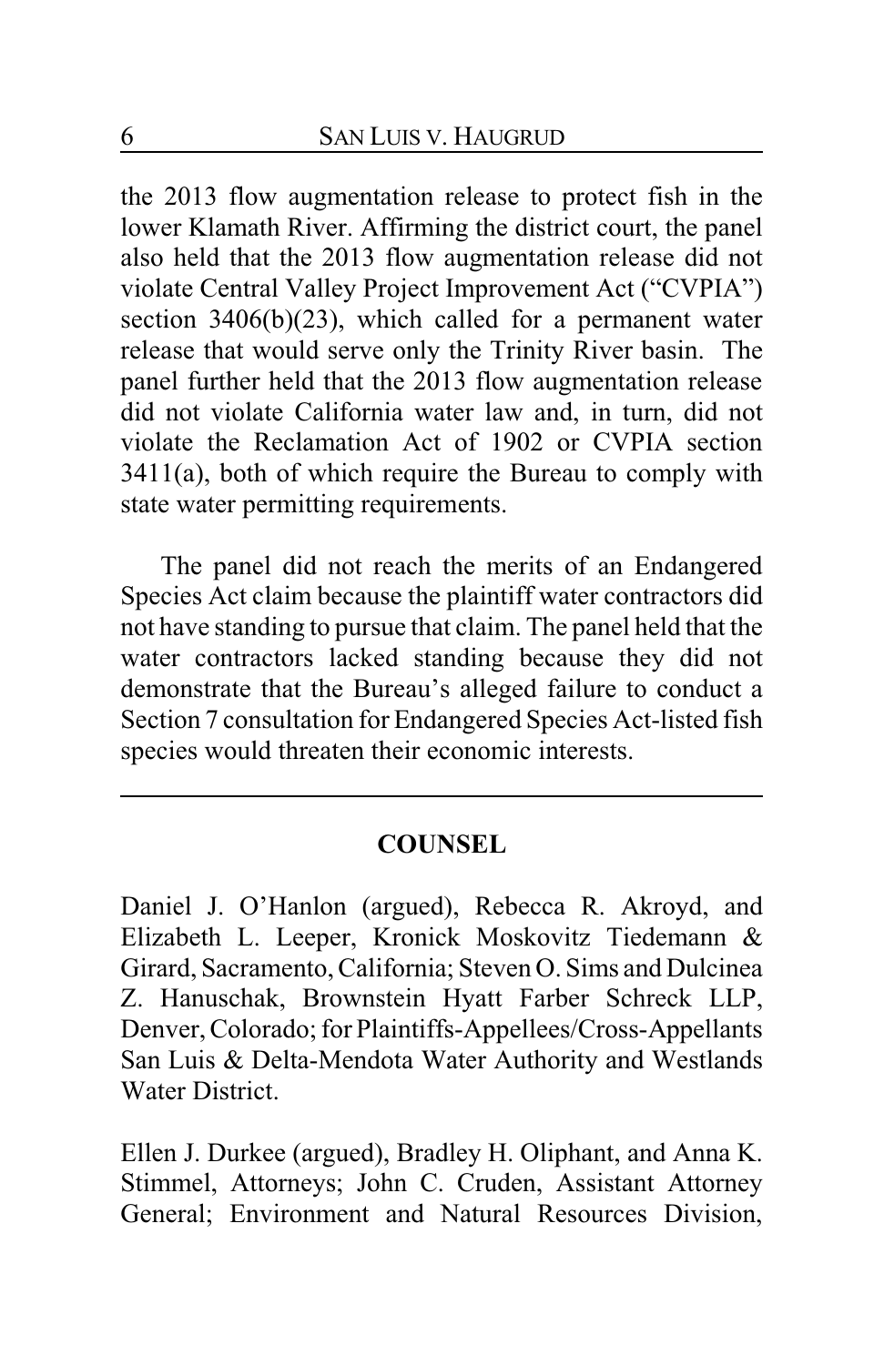the 2013 flow augmentation release to protect fish in the lower Klamath River. Affirming the district court, the panel also held that the 2013 flow augmentation release did not violate Central Valley Project Improvement Act ("CVPIA") section 3406(b)(23), which called for a permanent water release that would serve only the Trinity River basin. The panel further held that the 2013 flow augmentation release did not violate California water law and, in turn, did not violate the Reclamation Act of 1902 or CVPIA section 3411(a), both of which require the Bureau to comply with state water permitting requirements.

The panel did not reach the merits of an Endangered Species Act claim because the plaintiff water contractors did not have standing to pursue that claim. The panel held that the water contractors lacked standing because they did not demonstrate that the Bureau's alleged failure to conduct a Section 7 consultation for Endangered Species Act-listed fish species would threaten their economic interests.

---

## COUNSEL

Daniel J. O'Hanlon (argued), Rebecca R. Akroyd, and Elizabeth L. Leeper, Kronick Moskovitz Tiedemann & Girard, Sacramento, California; Steven O. Sims and Dulcinea Z. Hanuschak, Brownstein Hyatt Farber Schreck LLP, Denver, Colorado; for Plaintiffs-Appellees/Cross-Appellants San Luis & Delta-Mendota Water Authority and Westlands Water District.

Ellen J. Durkee (argued), Bradley H. Oliphant, and Anna K. Stimmel, Attorneys; John C. Cruden, Assistant Attorney General; Environment and Natural Resources Division,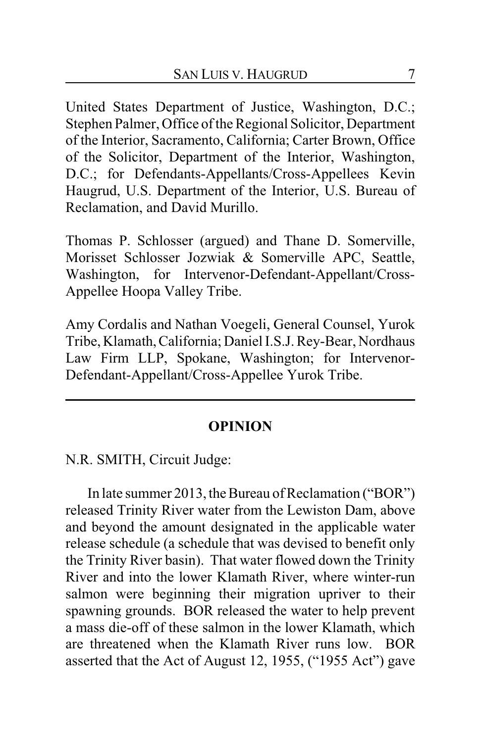United States Department of Justice, Washington, D.C.; Stephen Palmer, Office of the Regional Solicitor, Department of the Interior, Sacramento, California; Carter Brown, Office of the Solicitor, Department of the Interior, Washington, D.C.; for Defendants-Appellants/Cross-Appellees Kevin Haugrud, U.S. Department of the Interior, U.S. Bureau of Reclamation, and David Murillo.

Thomas P. Schlosser (argued) and Thane D. Somerville, Morisset Schlosser Jozwiak & Somerville APC, Seattle, Washington, for Intervenor-Defendant-Appellant/Cross-Appellee Hoopa Valley Tribe.

Amy Cordalis and Nathan Voegeli, General Counsel, Yurok Tribe, Klamath, California; Daniel I.S.J. Rey-Bear, Nordhaus Law Firm LLP, Spokane, Washington; for Intervenor-Defendant-Appellant/Cross-Appellee Yurok Tribe.

---

## OPINION

N.R. SMITH, Circuit Judge:

In late summer 2013, the Bureau of Reclamation ("BOR") released Trinity River water from the Lewiston Dam, above and beyond the amount designated in the applicable water release schedule (a schedule that was devised to benefit only the Trinity River basin). That water flowed down the Trinity River and into the lower Klamath River, where winter-run salmon were beginning their migration upriver to their spawning grounds. BOR released the water to help prevent a mass die-off of these salmon in the lower Klamath, which are threatened when the Klamath River runs low. BOR asserted that the Act of August 12, 1955, ("1955 Act") gave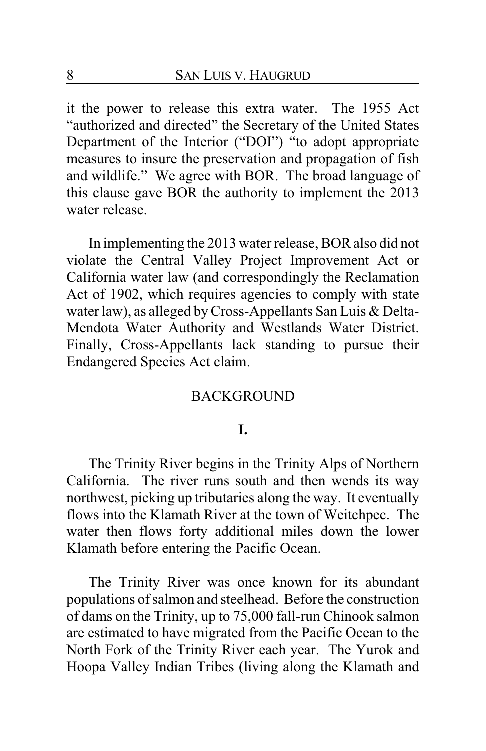it the power to release this extra water. The 1955 Act "authorized and directed" the Secretary of the United States Department of the Interior ("DOI") "to adopt appropriate measures to insure the preservation and propagation of fish and wildlife." We agree with BOR. The broad language of this clause gave BOR the authority to implement the 2013 water release.

In implementing the 2013 water release, BOR also did not violate the Central Valley Project Improvement Act or California water law (and correspondingly the Reclamation Act of 1902, which requires agencies to comply with state water law), as alleged by Cross-Appellants San Luis & Delta-Mendota Water Authority and Westlands Water District. Finally, Cross-Appellants lack standing to pursue their Endangered Species Act claim.

## BACKGROUND

### I.

The Trinity River begins in the Trinity Alps of Northern California. The river runs south and then wends its way northwest, picking up tributaries along the way. It eventually flows into the Klamath River at the town of Weitchpec. The water then flows forty additional miles down the lower Klamath before entering the Pacific Ocean.

The Trinity River was once known for its abundant populations of salmon and steelhead. Before the construction of dams on the Trinity, up to 75,000 fall-run Chinook salmon are estimated to have migrated from the Pacific Ocean to the North Fork of the Trinity River each year. The Yurok and Hoopa Valley Indian Tribes (living along the Klamath and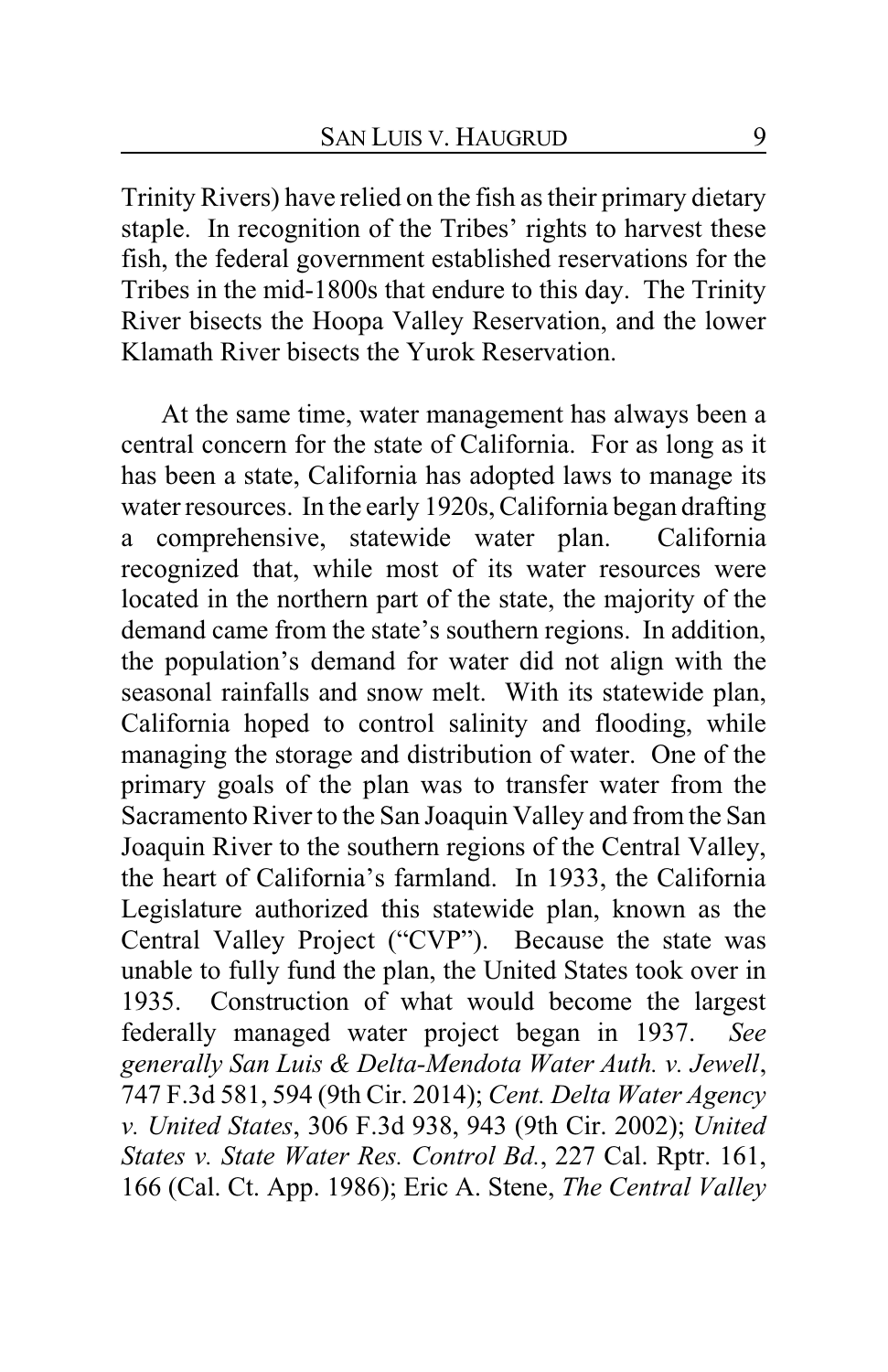Trinity Rivers) have relied on the fish as their primary dietary staple. In recognition of the Tribes' rights to harvest these fish, the federal government established reservations for the Tribes in the mid-1800s that endure to this day. The Trinity River bisects the Hoopa Valley Reservation, and the lower Klamath River bisects the Yurok Reservation.

At the same time, water management has always been a central concern for the state of California. For as long as it has been a state, California has adopted laws to manage its water resources. In the early 1920s, California began drafting a comprehensive, statewide water plan. California recognized that, while most of its water resources were located in the northern part of the state, the majority of the demand came from the state's southern regions. In addition, the population's demand for water did not align with the seasonal rainfalls and snow melt. With its statewide plan, California hoped to control salinity and flooding, while managing the storage and distribution of water. One of the primary goals of the plan was to transfer water from the Sacramento River to the San Joaquin Valley and from the San Joaquin River to the southern regions of the Central Valley, the heart of California's farmland. In 1933, the California Legislature authorized this statewide plan, known as the Central Valley Project ("CVP"). Because the state was unable to fully fund the plan, the United States took over in 1935. Construction of what would become the largest federally managed water project began in 1937. *See generally San Luis & Delta-Mendota Water Auth. v. Jewell*, 747 F.3d 581, 594 (9th Cir. 2014); *Cent. Delta Water Agency v. United States*, 306 F.3d 938, 943 (9th Cir. 2002); *United States v. State Water Res. Control Bd.*, 227 Cal. Rptr. 161, 166 (Cal. Ct. App. 1986); Eric A. Stene, *The Central Valley*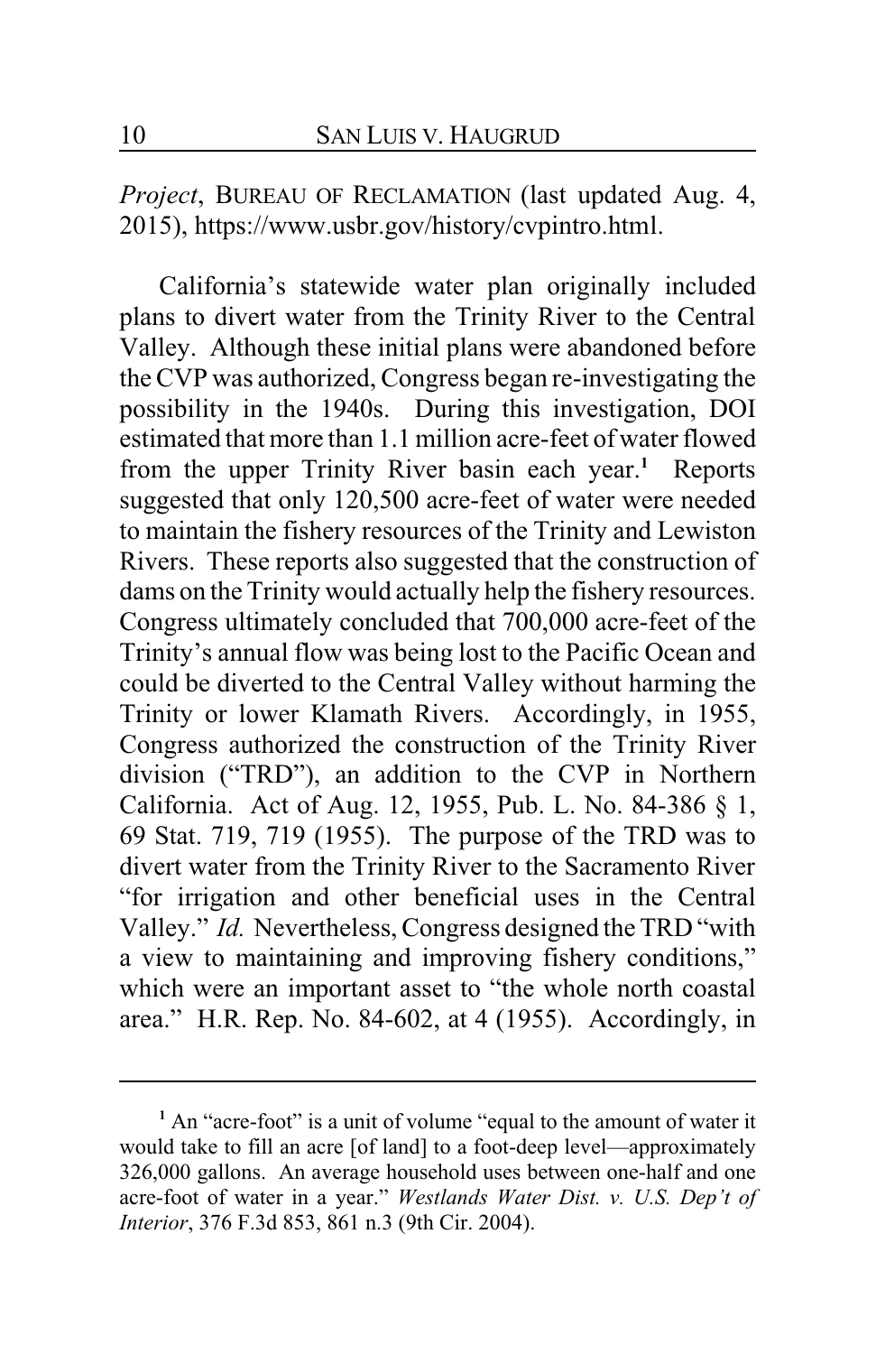*Project*, BUREAU OF RECLAMATION (last updated Aug. 4, 2015), https://www.usbr.gov/history/cvpintro.html.

California's statewide water plan originally included plans to divert water from the Trinity River to the Central Valley. Although these initial plans were abandoned before the CVP was authorized, Congress began re-investigating the possibility in the 1940s. During this investigation, DOI estimated that more than 1.1 million acre-feet of water flowed from the upper Trinity River basin each year.[1] Reports suggested that only 120,500 acre-feet of water were needed to maintain the fishery resources of the Trinity and Lewiston Rivers. These reports also suggested that the construction of dams on the Trinity would actually help the fishery resources. Congress ultimately concluded that 700,000 acre-feet of the Trinity's annual flow was being lost to the Pacific Ocean and could be diverted to the Central Valley without harming the Trinity or lower Klamath Rivers. Accordingly, in 1955, Congress authorized the construction of the Trinity River division ("TRD"), an addition to the CVP in Northern California. Act of Aug. 12, 1955, Pub. L. No. 84-386 § 1, 69 Stat. 719, 719 (1955). The purpose of the TRD was to divert water from the Trinity River to the Sacramento River "for irrigation and other beneficial uses in the Central Valley." *Id.* Nevertheless, Congress designed the TRD "with a view to maintaining and improving fishery conditions," which were an important asset to "the whole north coastal area." H.R. Rep. No. 84-602, at 4 (1955). Accordingly, in

---

[1] An "acre-foot" is a unit of volume "equal to the amount of water it would take to fill an acre [of land] to a foot-deep level—approximately 326,000 gallons. An average household uses between one-half and one acre-foot of water in a year." *Westlands Water Dist. v. U.S. Dep't of Interior*, 376 F.3d 853, 861 n.3 (9th Cir. 2004).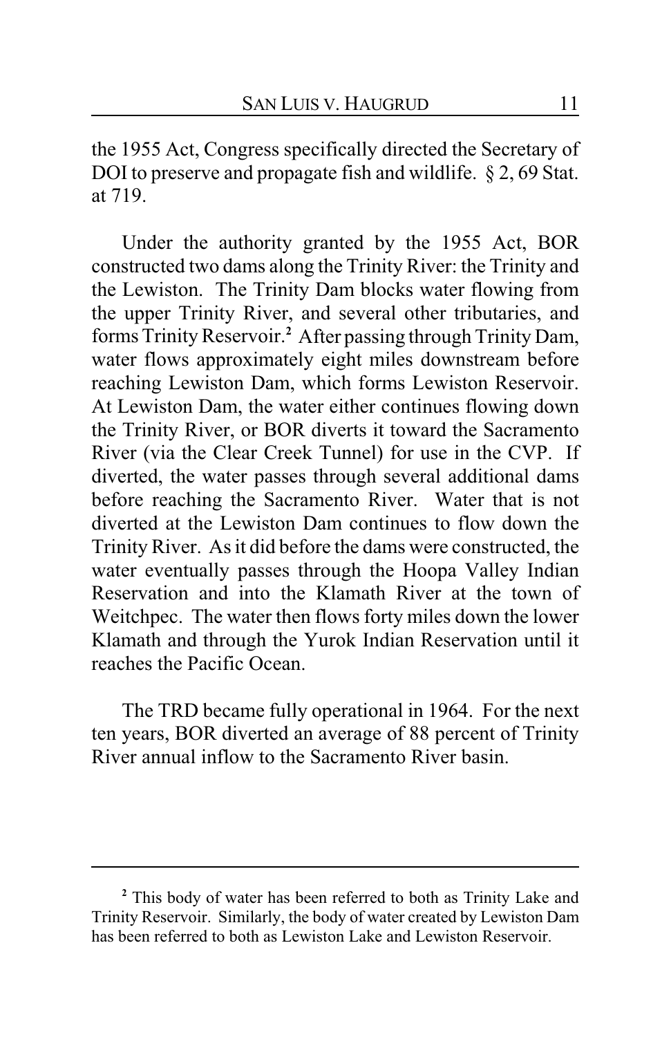the 1955 Act, Congress specifically directed the Secretary of DOI to preserve and propagate fish and wildlife. § 2, 69 Stat. at 719.

Under the authority granted by the 1955 Act, BOR constructed two dams along the Trinity River: the Trinity and the Lewiston. The Trinity Dam blocks water flowing from the upper Trinity River, and several other tributaries, and forms Trinity Reservoir.[2] After passing through Trinity Dam, water flows approximately eight miles downstream before reaching Lewiston Dam, which forms Lewiston Reservoir. At Lewiston Dam, the water either continues flowing down the Trinity River, or BOR diverts it toward the Sacramento River (via the Clear Creek Tunnel) for use in the CVP. If diverted, the water passes through several additional dams before reaching the Sacramento River. Water that is not diverted at the Lewiston Dam continues to flow down the Trinity River. As it did before the dams were constructed, the water eventually passes through the Hoopa Valley Indian Reservation and into the Klamath River at the town of Weitchpec. The water then flows forty miles down the lower Klamath and through the Yurok Indian Reservation until it reaches the Pacific Ocean.

The TRD became fully operational in 1964. For the next ten years, BOR diverted an average of 88 percent of Trinity River annual inflow to the Sacramento River basin.

---

[2] This body of water has been referred to both as Trinity Lake and Trinity Reservoir. Similarly, the body of water created by Lewiston Dam has been referred to both as Lewiston Lake and Lewiston Reservoir.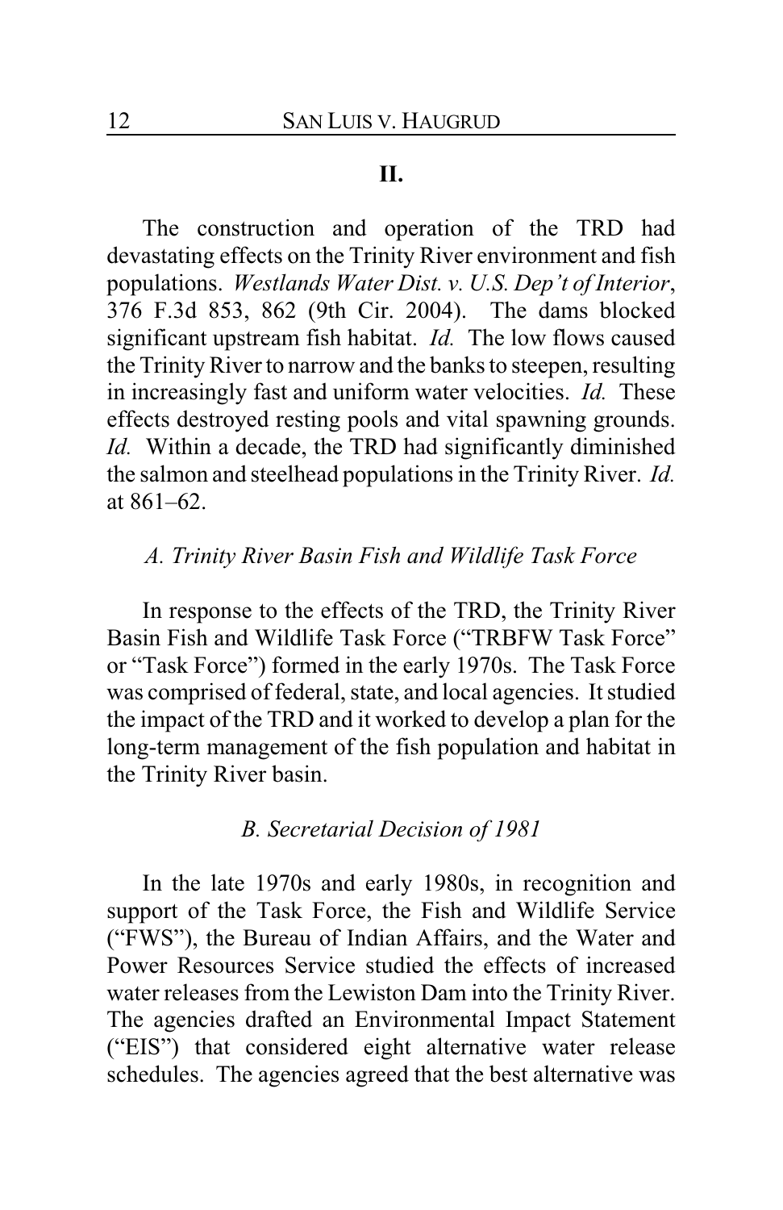## II.

The construction and operation of the TRD had devastating effects on the Trinity River environment and fish populations. *Westlands Water Dist. v. U.S. Dep't of Interior*, 376 F.3d 853, 862 (9th Cir. 2004). The dams blocked significant upstream fish habitat. *Id.* The low flows caused the Trinity River to narrow and the banks to steepen, resulting in increasingly fast and uniform water velocities. *Id.* These effects destroyed resting pools and vital spawning grounds. *Id.* Within a decade, the TRD had significantly diminished the salmon and steelhead populations in the Trinity River. *Id.* at 861–62.

### *A. Trinity River Basin Fish and Wildlife Task Force*

In response to the effects of the TRD, the Trinity River Basin Fish and Wildlife Task Force ("TRBFW Task Force" or "Task Force") formed in the early 1970s. The Task Force was comprised of federal, state, and local agencies. It studied the impact of the TRD and it worked to develop a plan for the long-term management of the fish population and habitat in the Trinity River basin.

### *B. Secretarial Decision of 1981*

In the late 1970s and early 1980s, in recognition and support of the Task Force, the Fish and Wildlife Service ("FWS"), the Bureau of Indian Affairs, and the Water and Power Resources Service studied the effects of increased water releases from the Lewiston Dam into the Trinity River. The agencies drafted an Environmental Impact Statement ("EIS") that considered eight alternative water release schedules. The agencies agreed that the best alternative was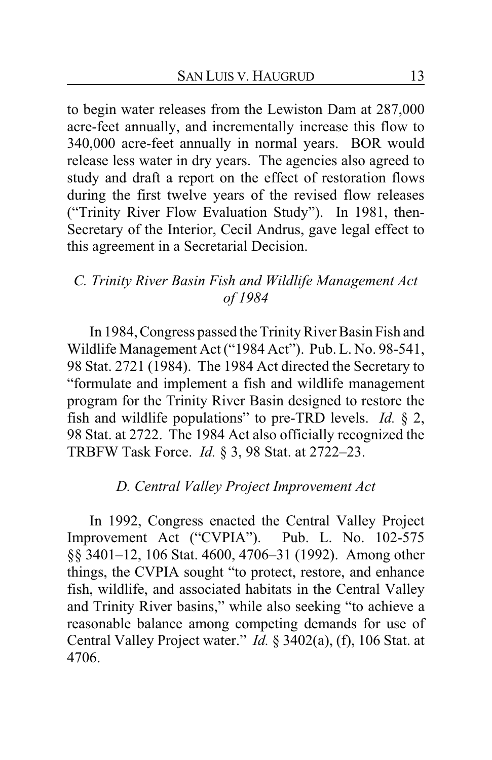to begin water releases from the Lewiston Dam at 287,000 acre-feet annually, and incrementally increase this flow to 340,000 acre-feet annually in normal years. BOR would release less water in dry years. The agencies also agreed to study and draft a report on the effect of restoration flows during the first twelve years of the revised flow releases ("Trinity River Flow Evaluation Study"). In 1981, then-Secretary of the Interior, Cecil Andrus, gave legal effect to this agreement in a Secretarial Decision.

### *C. Trinity River Basin Fish and Wildlife Management Act of 1984*

In 1984, Congress passed the Trinity River Basin Fish and Wildlife Management Act ("1984 Act"). Pub. L. No. 98-541, 98 Stat. 2721 (1984). The 1984 Act directed the Secretary to "formulate and implement a fish and wildlife management program for the Trinity River Basin designed to restore the fish and wildlife populations" to pre-TRD levels. *Id.* § 2, 98 Stat. at 2722. The 1984 Act also officially recognized the TRBFW Task Force. *Id.* § 3, 98 Stat. at 2722–23.

### *D. Central Valley Project Improvement Act*

In 1992, Congress enacted the Central Valley Project Improvement Act ("CVPIA"). Pub. L. No. 102-575 §§ 3401–12, 106 Stat. 4600, 4706–31 (1992). Among other things, the CVPIA sought "to protect, restore, and enhance fish, wildlife, and associated habitats in the Central Valley and Trinity River basins," while also seeking "to achieve a reasonable balance among competing demands for use of Central Valley Project water." *Id.* § 3402(a), (f), 106 Stat. at 4706.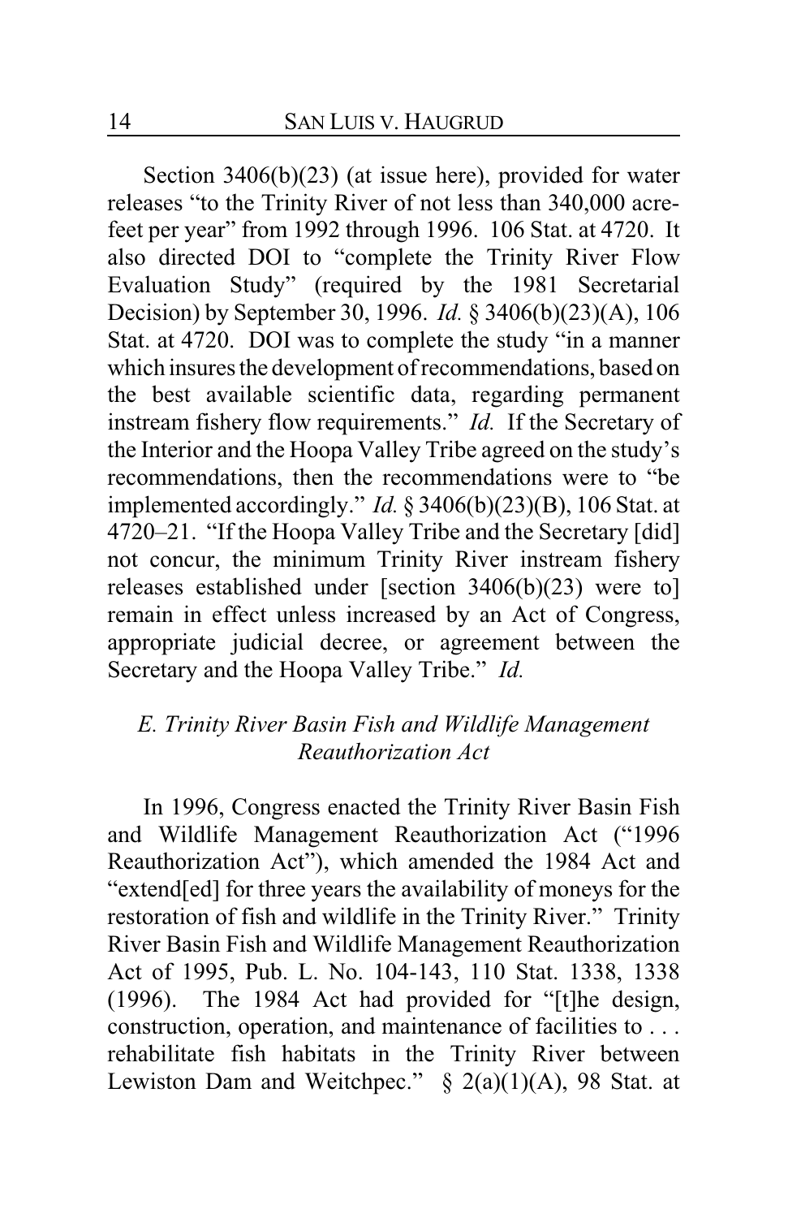Section 3406(b)(23) (at issue here), provided for water releases "to the Trinity River of not less than 340,000 acre-feet per year" from 1992 through 1996. 106 Stat. at 4720. It also directed DOI to "complete the Trinity River Flow Evaluation Study" (required by the 1981 Secretarial Decision) by September 30, 1996. *Id.* § 3406(b)(23)(A), 106 Stat. at 4720. DOI was to complete the study "in a manner which insures the development of recommendations, based on the best available scientific data, regarding permanent instream fishery flow requirements." *Id.* If the Secretary of the Interior and the Hoopa Valley Tribe agreed on the study's recommendations, then the recommendations were to "be implemented accordingly." *Id.* § 3406(b)(23)(B), 106 Stat. at 4720–21. "If the Hoopa Valley Tribe and the Secretary [did] not concur, the minimum Trinity River instream fishery releases established under [section 3406(b)(23) were to] remain in effect unless increased by an Act of Congress, appropriate judicial decree, or agreement between the Secretary and the Hoopa Valley Tribe." *Id.*

### *E. Trinity River Basin Fish and Wildlife Management Reauthorization Act*

In 1996, Congress enacted the Trinity River Basin Fish and Wildlife Management Reauthorization Act ("1996 Reauthorization Act"), which amended the 1984 Act and "extend[ed] for three years the availability of moneys for the restoration of fish and wildlife in the Trinity River." Trinity River Basin Fish and Wildlife Management Reauthorization Act of 1995, Pub. L. No. 104-143, 110 Stat. 1338, 1338 (1996). The 1984 Act had provided for "[t]he design, construction, operation, and maintenance of facilities to . . . rehabilitate fish habitats in the Trinity River between Lewiston Dam and Weitchpec." § 2(a)(1)(A), 98 Stat. at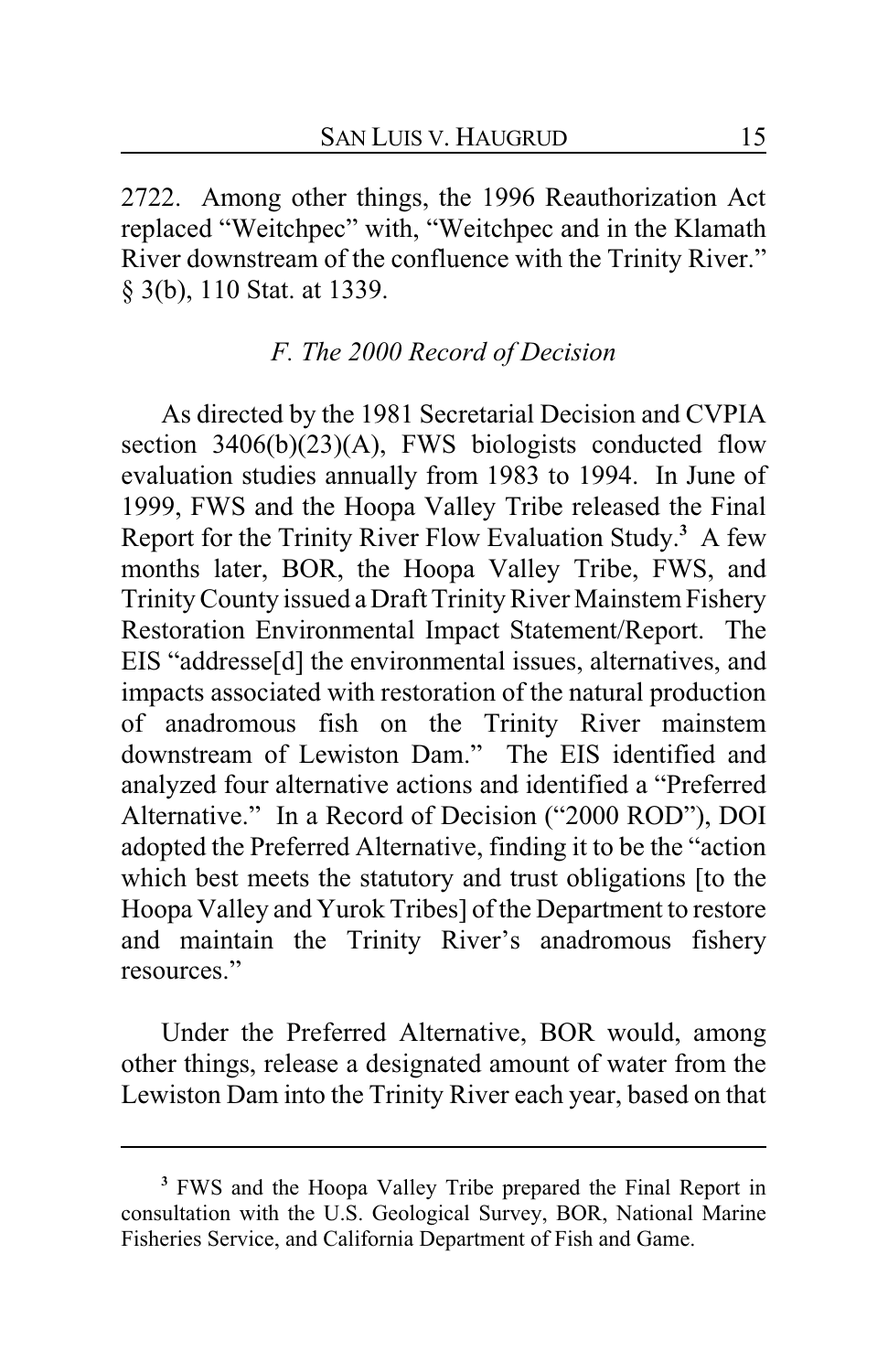2722. Among other things, the 1996 Reauthorization Act replaced "Weitchpec" with, "Weitchpec and in the Klamath River downstream of the confluence with the Trinity River." § 3(b), 110 Stat. at 1339.

### *F. The 2000 Record of Decision*

As directed by the 1981 Secretarial Decision and CVPIA section 3406(b)(23)(A), FWS biologists conducted flow evaluation studies annually from 1983 to 1994. In June of 1999, FWS and the Hoopa Valley Tribe released the Final Report for the Trinity River Flow Evaluation Study.[3] A few months later, BOR, the Hoopa Valley Tribe, FWS, and Trinity County issued a Draft Trinity River Mainstem Fishery Restoration Environmental Impact Statement/Report. The EIS "addresse[d] the environmental issues, alternatives, and impacts associated with restoration of the natural production of anadromous fish on the Trinity River mainstem downstream of Lewiston Dam." The EIS identified and analyzed four alternative actions and identified a "Preferred Alternative." In a Record of Decision ("2000 ROD"), DOI adopted the Preferred Alternative, finding it to be the "action which best meets the statutory and trust obligations [to the Hoopa Valley and Yurok Tribes] of the Department to restore and maintain the Trinity River's anadromous fishery resources."

Under the Preferred Alternative, BOR would, among other things, release a designated amount of water from the Lewiston Dam into the Trinity River each year, based on that

---

[3] FWS and the Hoopa Valley Tribe prepared the Final Report in consultation with the U.S. Geological Survey, BOR, National Marine Fisheries Service, and California Department of Fish and Game.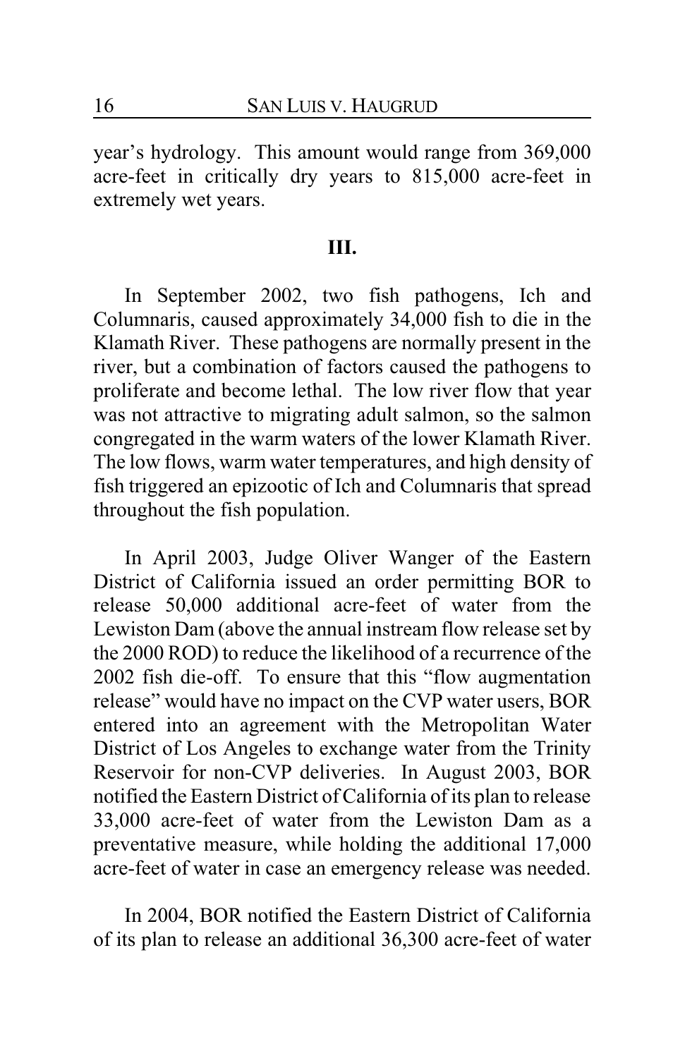year's hydrology. This amount would range from 369,000 acre-feet in critically dry years to 815,000 acre-feet in extremely wet years.

## III.

In September 2002, two fish pathogens, Ich and Columnaris, caused approximately 34,000 fish to die in the Klamath River. These pathogens are normally present in the river, but a combination of factors caused the pathogens to proliferate and become lethal. The low river flow that year was not attractive to migrating adult salmon, so the salmon congregated in the warm waters of the lower Klamath River. The low flows, warm water temperatures, and high density of fish triggered an epizootic of Ich and Columnaris that spread throughout the fish population.

In April 2003, Judge Oliver Wanger of the Eastern District of California issued an order permitting BOR to release 50,000 additional acre-feet of water from the Lewiston Dam (above the annual instream flow release set by the 2000 ROD) to reduce the likelihood of a recurrence of the 2002 fish die-off. To ensure that this "flow augmentation release" would have no impact on the CVP water users, BOR entered into an agreement with the Metropolitan Water District of Los Angeles to exchange water from the Trinity Reservoir for non-CVP deliveries. In August 2003, BOR notified the Eastern District of California of its plan to release 33,000 acre-feet of water from the Lewiston Dam as a preventative measure, while holding the additional 17,000 acre-feet of water in case an emergency release was needed.

In 2004, BOR notified the Eastern District of California of its plan to release an additional 36,300 acre-feet of water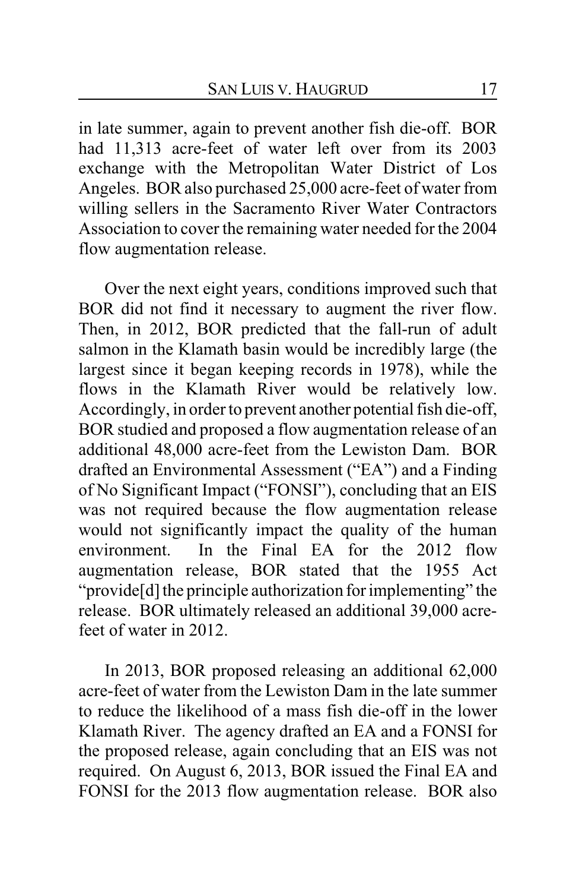in late summer, again to prevent another fish die-off. BOR had 11,313 acre-feet of water left over from its 2003 exchange with the Metropolitan Water District of Los Angeles. BOR also purchased 25,000 acre-feet of water from willing sellers in the Sacramento River Water Contractors Association to cover the remaining water needed for the 2004 flow augmentation release.

Over the next eight years, conditions improved such that BOR did not find it necessary to augment the river flow. Then, in 2012, BOR predicted that the fall-run of adult salmon in the Klamath basin would be incredibly large (the largest since it began keeping records in 1978), while the flows in the Klamath River would be relatively low. Accordingly, in order to prevent another potential fish die-off, BOR studied and proposed a flow augmentation release of an additional 48,000 acre-feet from the Lewiston Dam. BOR drafted an Environmental Assessment ("EA") and a Finding of No Significant Impact ("FONSI"), concluding that an EIS was not required because the flow augmentation release would not significantly impact the quality of the human environment. In the Final EA for the 2012 flow augmentation release, BOR stated that the 1955 Act "provide[d] the principle authorization for implementing" the release. BOR ultimately released an additional 39,000 acre-feet of water in 2012.

In 2013, BOR proposed releasing an additional 62,000 acre-feet of water from the Lewiston Dam in the late summer to reduce the likelihood of a mass fish die-off in the lower Klamath River. The agency drafted an EA and a FONSI for the proposed release, again concluding that an EIS was not required. On August 6, 2013, BOR issued the Final EA and FONSI for the 2013 flow augmentation release. BOR also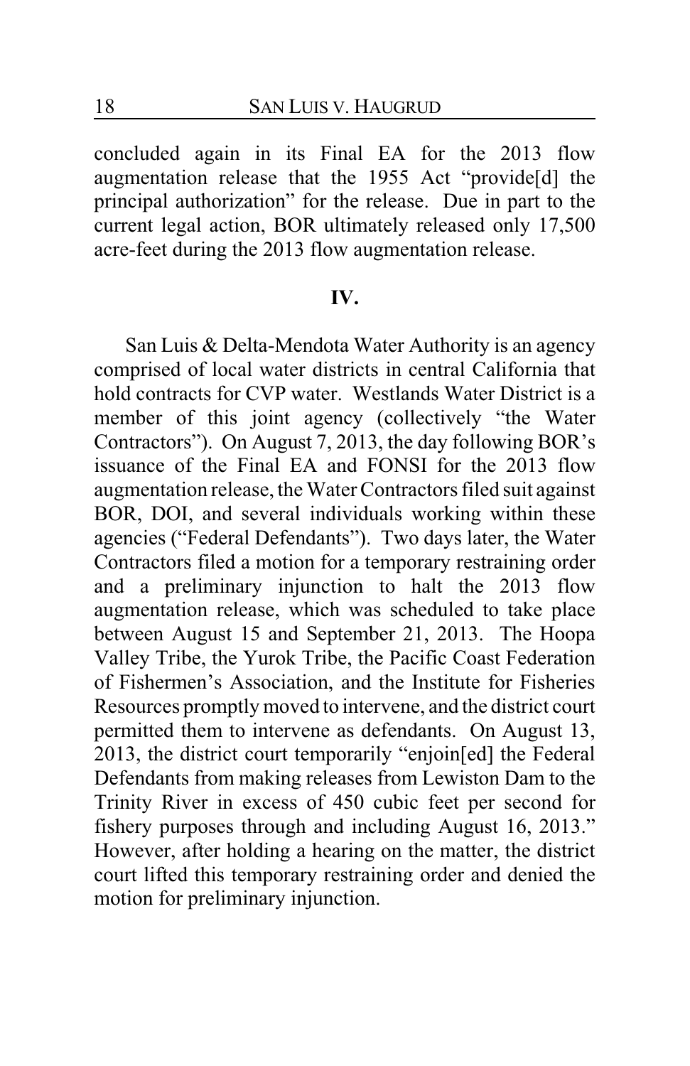concluded again in its Final EA for the 2013 flow augmentation release that the 1955 Act "provide[d] the principal authorization" for the release. Due in part to the current legal action, BOR ultimately released only 17,500 acre-feet during the 2013 flow augmentation release.

## IV.

San Luis & Delta-Mendota Water Authority is an agency comprised of local water districts in central California that hold contracts for CVP water. Westlands Water District is a member of this joint agency (collectively "the Water Contractors"). On August 7, 2013, the day following BOR's issuance of the Final EA and FONSI for the 2013 flow augmentation release, the Water Contractors filed suit against BOR, DOI, and several individuals working within these agencies ("Federal Defendants"). Two days later, the Water Contractors filed a motion for a temporary restraining order and a preliminary injunction to halt the 2013 flow augmentation release, which was scheduled to take place between August 15 and September 21, 2013. The Hoopa Valley Tribe, the Yurok Tribe, the Pacific Coast Federation of Fishermen's Association, and the Institute for Fisheries Resources promptly moved to intervene, and the district court permitted them to intervene as defendants. On August 13, 2013, the district court temporarily "enjoin[ed] the Federal Defendants from making releases from Lewiston Dam to the Trinity River in excess of 450 cubic feet per second for fishery purposes through and including August 16, 2013." However, after holding a hearing on the matter, the district court lifted this temporary restraining order and denied the motion for preliminary injunction.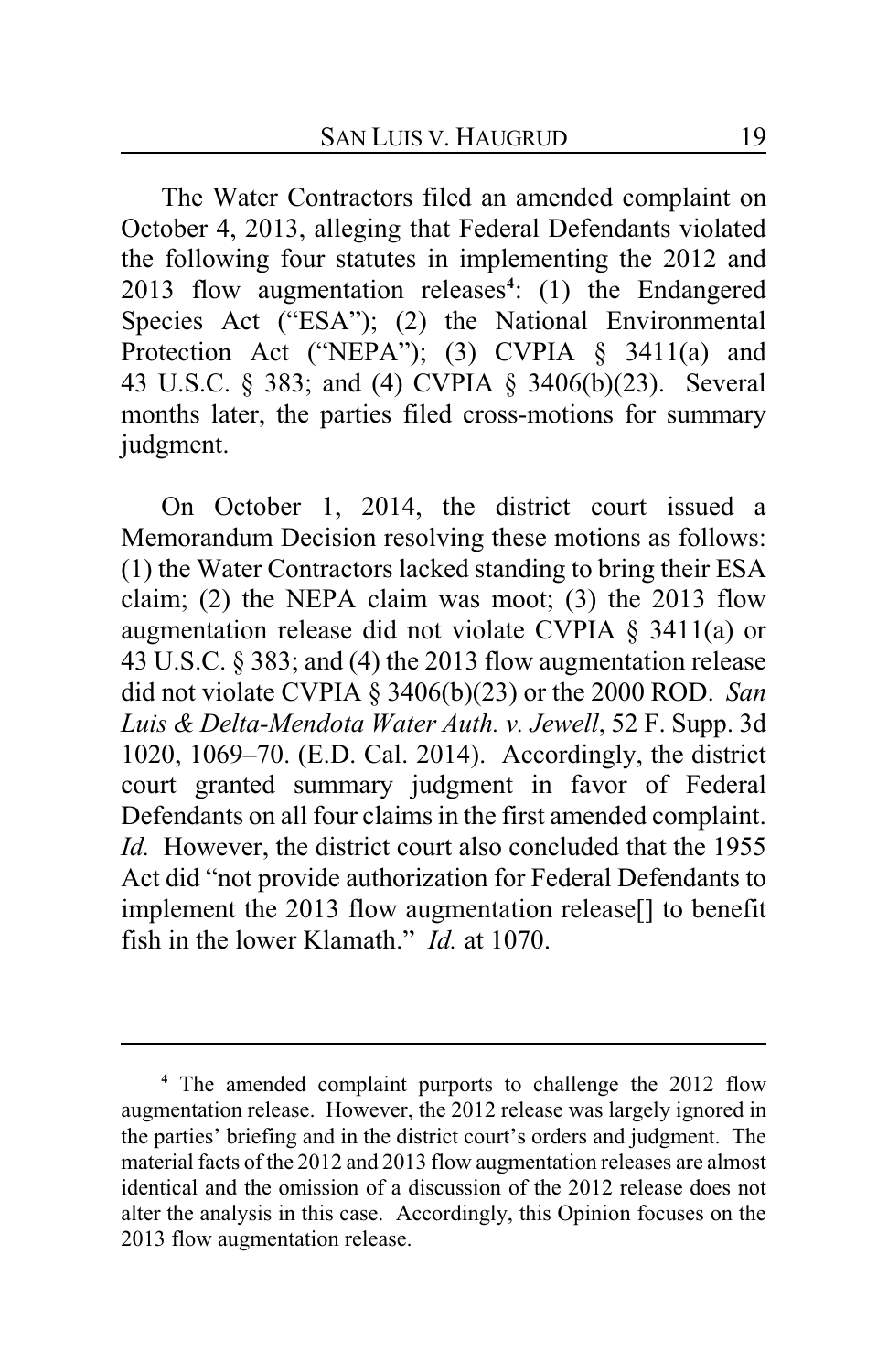The Water Contractors filed an amended complaint on October 4, 2013, alleging that Federal Defendants violated the following four statutes in implementing the 2012 and 2013 flow augmentation releases[4]: (1) the Endangered Species Act ("ESA"); (2) the National Environmental Protection Act ("NEPA"); (3) CVPIA § 3411(a) and 43 U.S.C. § 383; and (4) CVPIA § 3406(b)(23). Several months later, the parties filed cross-motions for summary judgment.

On October 1, 2014, the district court issued a Memorandum Decision resolving these motions as follows: (1) the Water Contractors lacked standing to bring their ESA claim; (2) the NEPA claim was moot; (3) the 2013 flow augmentation release did not violate CVPIA § 3411(a) or 43 U.S.C. § 383; and (4) the 2013 flow augmentation release did not violate CVPIA § 3406(b)(23) or the 2000 ROD. *San Luis & Delta-Mendota Water Auth. v. Jewell*, 52 F. Supp. 3d 1020, 1069–70. (E.D. Cal. 2014). Accordingly, the district court granted summary judgment in favor of Federal Defendants on all four claims in the first amended complaint. *Id.* However, the district court also concluded that the 1955 Act did "not provide authorization for Federal Defendants to implement the 2013 flow augmentation release[] to benefit fish in the lower Klamath." *Id.* at 1070.

[4] The amended complaint purports to challenge the 2012 flow augmentation release. However, the 2012 release was largely ignored in the parties' briefing and in the district court's orders and judgment. The material facts of the 2012 and 2013 flow augmentation releases are almost identical and the omission of a discussion of the 2012 release does not alter the analysis in this case. Accordingly, this Opinion focuses on the 2013 flow augmentation release.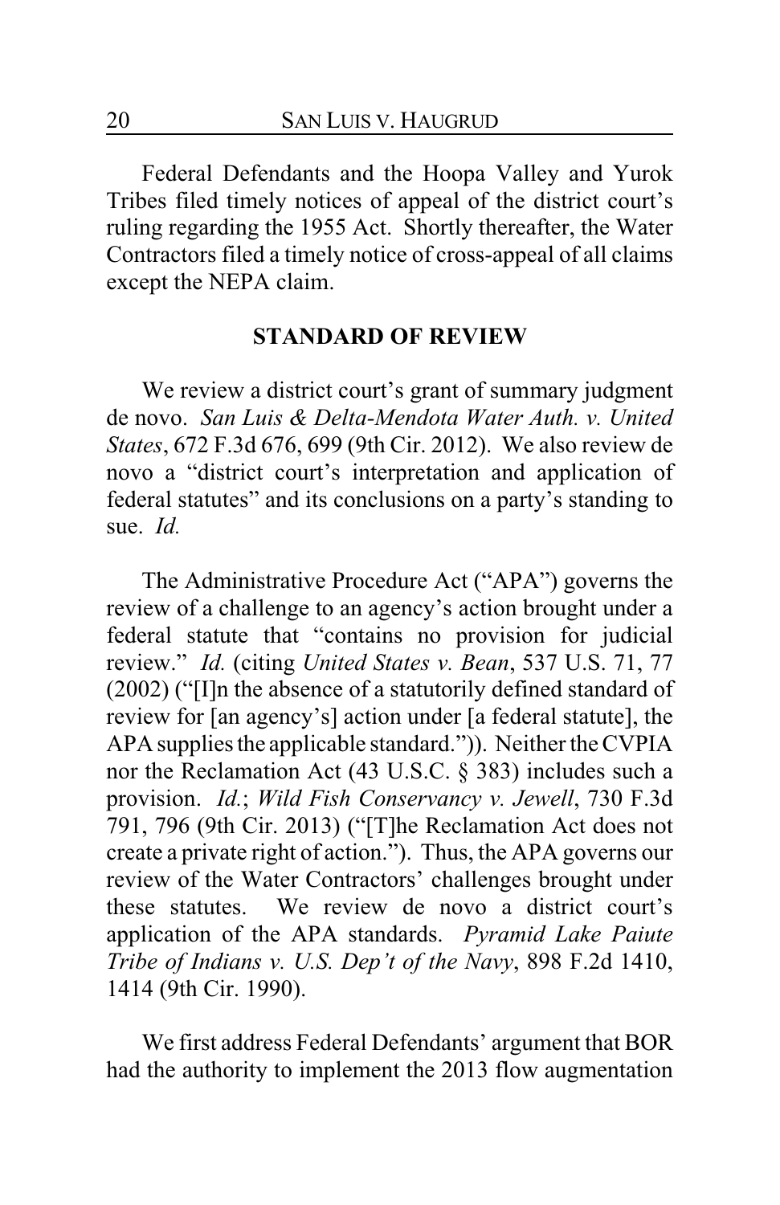Federal Defendants and the Hoopa Valley and Yurok Tribes filed timely notices of appeal of the district court's ruling regarding the 1955 Act. Shortly thereafter, the Water Contractors filed a timely notice of cross-appeal of all claims except the NEPA claim.

## STANDARD OF REVIEW

We review a district court's grant of summary judgment de novo. *San Luis & Delta-Mendota Water Auth. v. United States*, 672 F.3d 676, 699 (9th Cir. 2012). We also review de novo a "district court's interpretation and application of federal statutes" and its conclusions on a party's standing to sue. *Id.*

The Administrative Procedure Act ("APA") governs the review of a challenge to an agency's action brought under a federal statute that "contains no provision for judicial review." *Id.* (citing *United States v. Bean*, 537 U.S. 71, 77 (2002) ("[I]n the absence of a statutorily defined standard of review for [an agency's] action under [a federal statute], the APA supplies the applicable standard.")). Neither the CVPIA nor the Reclamation Act (43 U.S.C. § 383) includes such a provision. *Id.*; *Wild Fish Conservancy v. Jewell*, 730 F.3d 791, 796 (9th Cir. 2013) ("[T]he Reclamation Act does not create a private right of action."). Thus, the APA governs our review of the Water Contractors' challenges brought under these statutes. We review de novo a district court's application of the APA standards. *Pyramid Lake Paiute Tribe of Indians v. U.S. Dep't of the Navy*, 898 F.2d 1410, 1414 (9th Cir. 1990).

We first address Federal Defendants' argument that BOR had the authority to implement the 2013 flow augmentation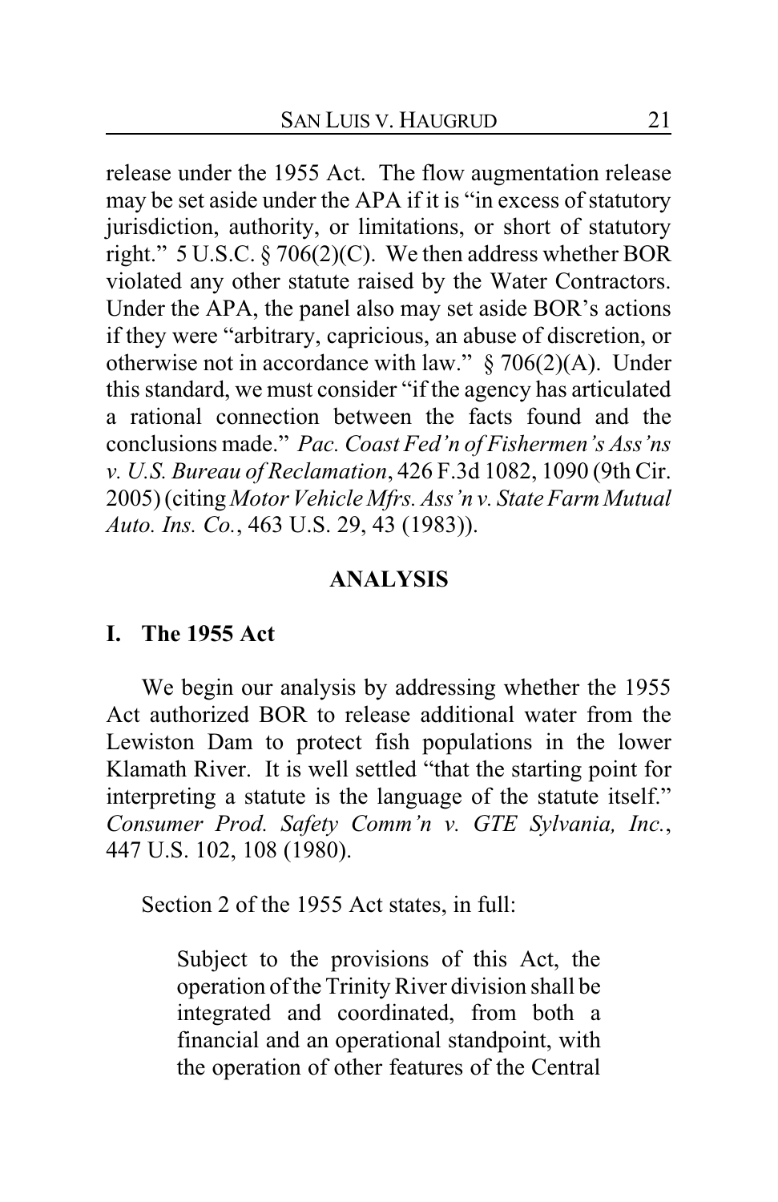release under the 1955 Act. The flow augmentation release may be set aside under the APA if it is "in excess of statutory jurisdiction, authority, or limitations, or short of statutory right." 5 U.S.C. § 706(2)(C). We then address whether BOR violated any other statute raised by the Water Contractors. Under the APA, the panel also may set aside BOR's actions if they were "arbitrary, capricious, an abuse of discretion, or otherwise not in accordance with law." § 706(2)(A). Under this standard, we must consider "if the agency has articulated a rational connection between the facts found and the conclusions made." *Pac. Coast Fed'n of Fishermen's Ass'ns v. U.S. Bureau of Reclamation*, 426 F.3d 1082, 1090 (9th Cir. 2005) (citing *Motor Vehicle Mfrs. Ass'n v. State Farm Mutual Auto. Ins. Co.*, 463 U.S. 29, 43 (1983)).

## ANALYSIS

### I. The 1955 Act

We begin our analysis by addressing whether the 1955 Act authorized BOR to release additional water from the Lewiston Dam to protect fish populations in the lower Klamath River. It is well settled "that the starting point for interpreting a statute is the language of the statute itself." *Consumer Prod. Safety Comm'n v. GTE Sylvania, Inc.*, 447 U.S. 102, 108 (1980).

Section 2 of the 1955 Act states, in full:

> Subject to the provisions of this Act, the operation of the Trinity River division shall be integrated and coordinated, from both a financial and an operational standpoint, with the operation of other features of the Central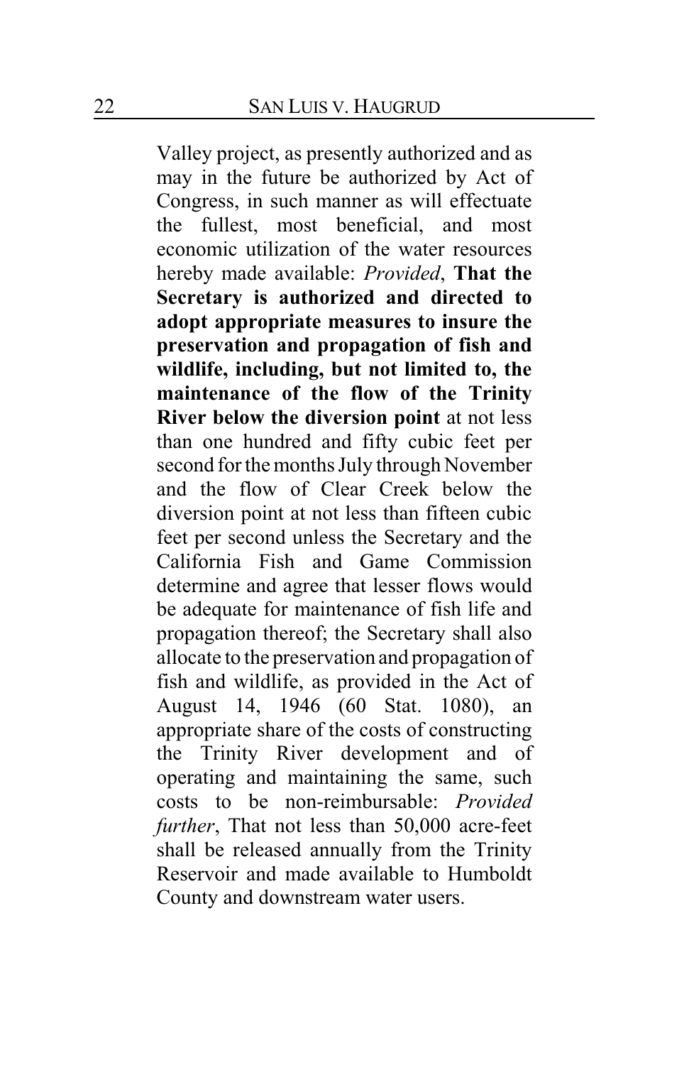Valley project, as presently authorized and as may in the future be authorized by Act of Congress, in such manner as will effectuate the fullest, most beneficial, and most economic utilization of the water resources hereby made available: *Provided*, **That the Secretary is authorized and directed to adopt appropriate measures to insure the preservation and propagation of fish and wildlife, including, but not limited to, the maintenance of the flow of the Trinity River below the diversion point** at not less than one hundred and fifty cubic feet per second for the months July through November and the flow of Clear Creek below the diversion point at not less than fifteen cubic feet per second unless the Secretary and the California Fish and Game Commission determine and agree that lesser flows would be adequate for maintenance of fish life and propagation thereof; the Secretary shall also allocate to the preservation and propagation of fish and wildlife, as provided in the Act of August 14, 1946 (60 Stat. 1080), an appropriate share of the costs of constructing the Trinity River development and of operating and maintaining the same, such costs to be non-reimbursable: *Provided further*, That not less than 50,000 acre-feet shall be released annually from the Trinity Reservoir and made available to Humboldt County and downstream water users.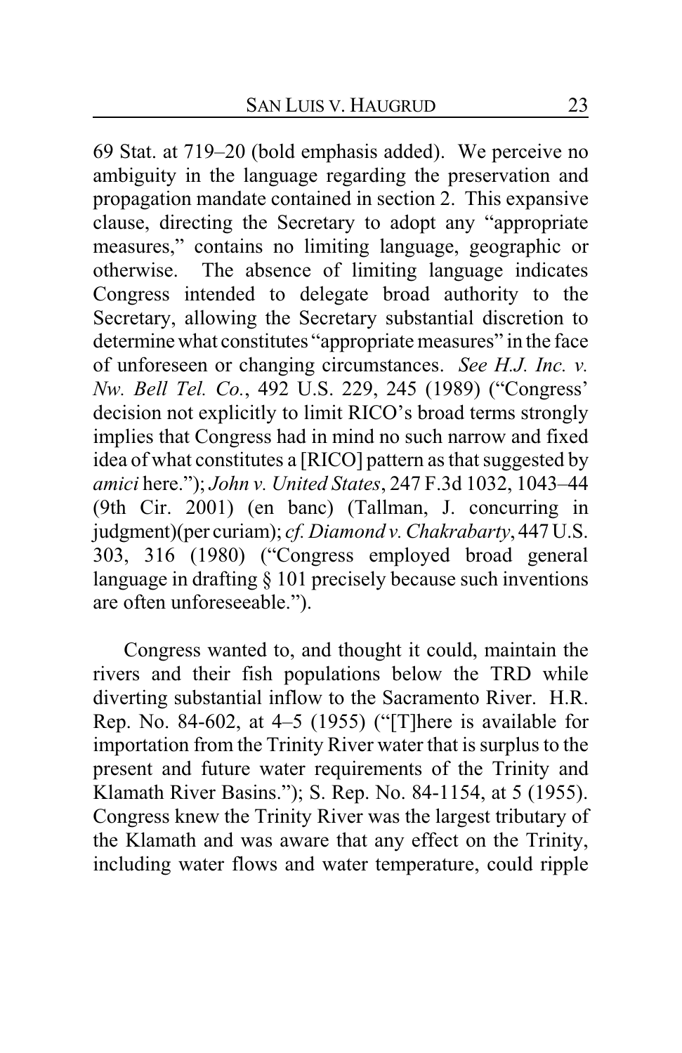69 Stat. at 719–20 (bold emphasis added). We perceive no ambiguity in the language regarding the preservation and propagation mandate contained in section 2. This expansive clause, directing the Secretary to adopt any "appropriate measures," contains no limiting language, geographic or otherwise. The absence of limiting language indicates Congress intended to delegate broad authority to the Secretary, allowing the Secretary substantial discretion to determine what constitutes "appropriate measures" in the face of unforeseen or changing circumstances. *See H.J. Inc. v. Nw. Bell Tel. Co.*, 492 U.S. 229, 245 (1989) ("Congress' decision not explicitly to limit RICO's broad terms strongly implies that Congress had in mind no such narrow and fixed idea of what constitutes a [RICO] pattern as that suggested by *amici* here."); *John v. United States*, 247 F.3d 1032, 1043–44 (9th Cir. 2001) (en banc) (Tallman, J. concurring in judgment)(per curiam); *cf. Diamond v. Chakrabarty*, 447 U.S. 303, 316 (1980) ("Congress employed broad general language in drafting § 101 precisely because such inventions are often unforeseeable.").

Congress wanted to, and thought it could, maintain the rivers and their fish populations below the TRD while diverting substantial inflow to the Sacramento River. H.R. Rep. No. 84-602, at 4–5 (1955) ("[T]here is available for importation from the Trinity River water that is surplus to the present and future water requirements of the Trinity and Klamath River Basins."); S. Rep. No. 84-1154, at 5 (1955). Congress knew the Trinity River was the largest tributary of the Klamath and was aware that any effect on the Trinity, including water flows and water temperature, could ripple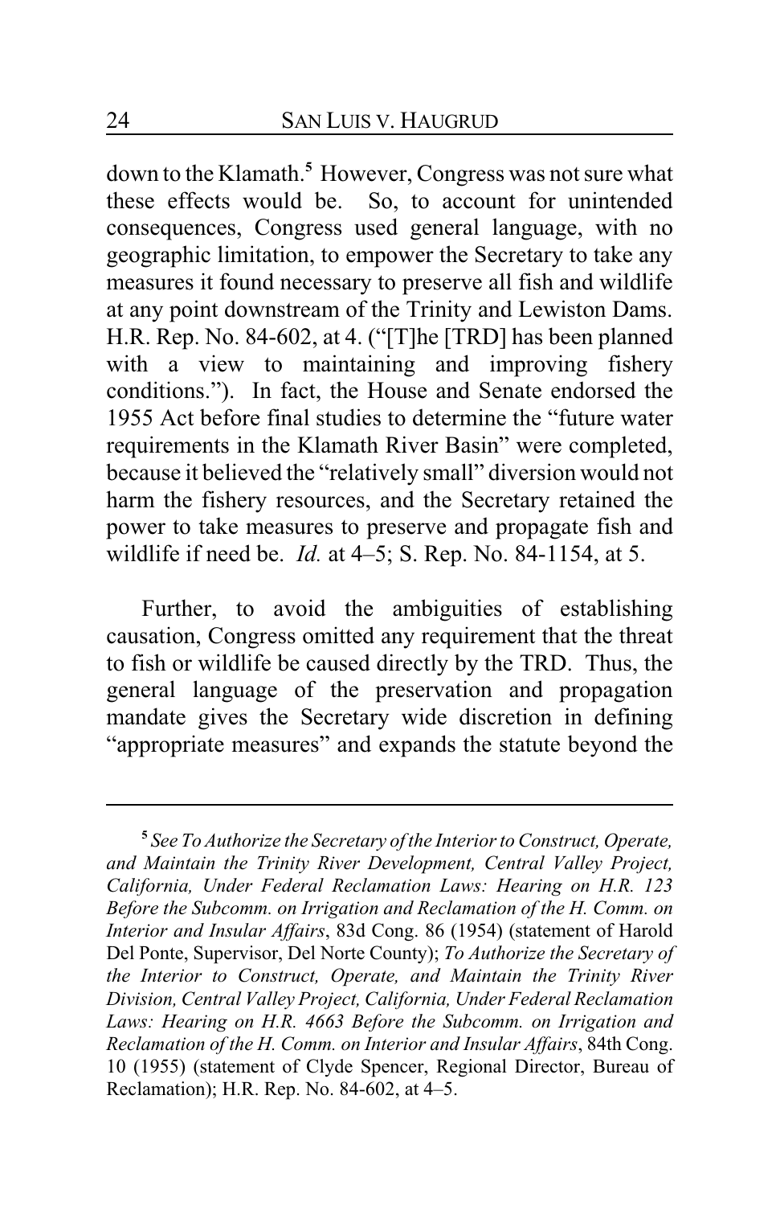down to the Klamath.[5] However, Congress was not sure what these effects would be. So, to account for unintended consequences, Congress used general language, with no geographic limitation, to empower the Secretary to take any measures it found necessary to preserve all fish and wildlife at any point downstream of the Trinity and Lewiston Dams. H.R. Rep. No. 84-602, at 4. ("[T]he [TRD] has been planned with a view to maintaining and improving fishery conditions."). In fact, the House and Senate endorsed the 1955 Act before final studies to determine the "future water requirements in the Klamath River Basin" were completed, because it believed the "relatively small" diversion would not harm the fishery resources, and the Secretary retained the power to take measures to preserve and propagate fish and wildlife if need be. *Id.* at 4–5; S. Rep. No. 84-1154, at 5.

Further, to avoid the ambiguities of establishing causation, Congress omitted any requirement that the threat to fish or wildlife be caused directly by the TRD. Thus, the general language of the preservation and propagation mandate gives the Secretary wide discretion in defining "appropriate measures" and expands the statute beyond the

---

[5] *See To Authorize the Secretary of the Interior to Construct, Operate, and Maintain the Trinity River Development, Central Valley Project, California, Under Federal Reclamation Laws: Hearing on H.R. 123 Before the Subcomm. on Irrigation and Reclamation of the H. Comm. on Interior and Insular Affairs*, 83d Cong. 86 (1954) (statement of Harold Del Ponte, Supervisor, Del Norte County); *To Authorize the Secretary of the Interior to Construct, Operate, and Maintain the Trinity River Division, Central Valley Project, California, Under Federal Reclamation Laws: Hearing on H.R. 4663 Before the Subcomm. on Irrigation and Reclamation of the H. Comm. on Interior and Insular Affairs*, 84th Cong. 10 (1955) (statement of Clyde Spencer, Regional Director, Bureau of Reclamation); H.R. Rep. No. 84-602, at 4–5.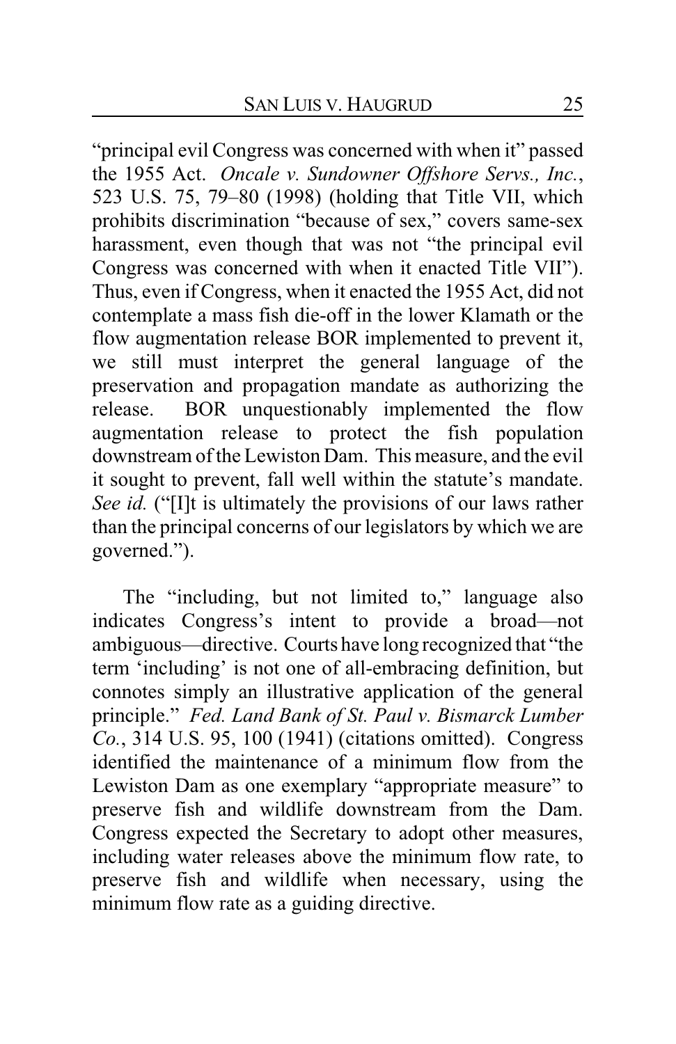"principal evil Congress was concerned with when it" passed the 1955 Act. *Oncale v. Sundowner Offshore Servs., Inc.*, 523 U.S. 75, 79–80 (1998) (holding that Title VII, which prohibits discrimination "because of sex," covers same-sex harassment, even though that was not "the principal evil Congress was concerned with when it enacted Title VII"). Thus, even if Congress, when it enacted the 1955 Act, did not contemplate a mass fish die-off in the lower Klamath or the flow augmentation release BOR implemented to prevent it, we still must interpret the general language of the preservation and propagation mandate as authorizing the release. BOR unquestionably implemented the flow augmentation release to protect the fish population downstream of the Lewiston Dam. This measure, and the evil it sought to prevent, fall well within the statute's mandate. *See id.* ("[I]t is ultimately the provisions of our laws rather than the principal concerns of our legislators by which we are governed.").

The "including, but not limited to," language also indicates Congress's intent to provide a broad—not ambiguous—directive. Courts have long recognized that "the term 'including' is not one of all-embracing definition, but connotes simply an illustrative application of the general principle." *Fed. Land Bank of St. Paul v. Bismarck Lumber Co.*, 314 U.S. 95, 100 (1941) (citations omitted). Congress identified the maintenance of a minimum flow from the Lewiston Dam as one exemplary "appropriate measure" to preserve fish and wildlife downstream from the Dam. Congress expected the Secretary to adopt other measures, including water releases above the minimum flow rate, to preserve fish and wildlife when necessary, using the minimum flow rate as a guiding directive.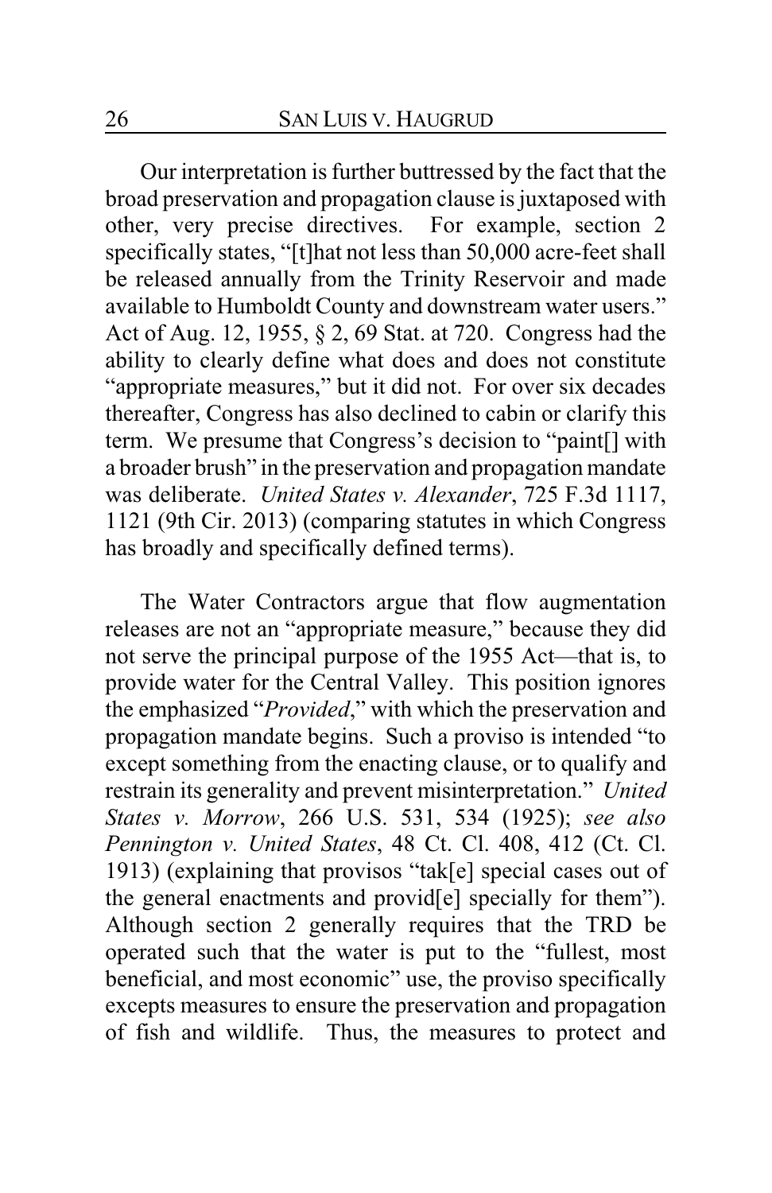Our interpretation is further buttressed by the fact that the broad preservation and propagation clause is juxtaposed with other, very precise directives. For example, section 2 specifically states, "[t]hat not less than 50,000 acre-feet shall be released annually from the Trinity Reservoir and made available to Humboldt County and downstream water users." Act of Aug. 12, 1955, § 2, 69 Stat. at 720. Congress had the ability to clearly define what does and does not constitute "appropriate measures," but it did not. For over six decades thereafter, Congress has also declined to cabin or clarify this term. We presume that Congress's decision to "paint[] with a broader brush" in the preservation and propagation mandate was deliberate. *United States v. Alexander*, 725 F.3d 1117, 1121 (9th Cir. 2013) (comparing statutes in which Congress has broadly and specifically defined terms).

The Water Contractors argue that flow augmentation releases are not an "appropriate measure," because they did not serve the principal purpose of the 1955 Act—that is, to provide water for the Central Valley. This position ignores the emphasized "*Provided*," with which the preservation and propagation mandate begins. Such a proviso is intended "to except something from the enacting clause, or to qualify and restrain its generality and prevent misinterpretation." *United States v. Morrow*, 266 U.S. 531, 534 (1925); *see also Pennington v. United States*, 48 Ct. Cl. 408, 412 (Ct. Cl. 1913) (explaining that provisos "tak[e] special cases out of the general enactments and provid[e] specially for them"). Although section 2 generally requires that the TRD be operated such that the water is put to the "fullest, most beneficial, and most economic" use, the proviso specifically excepts measures to ensure the preservation and propagation of fish and wildlife. Thus, the measures to protect and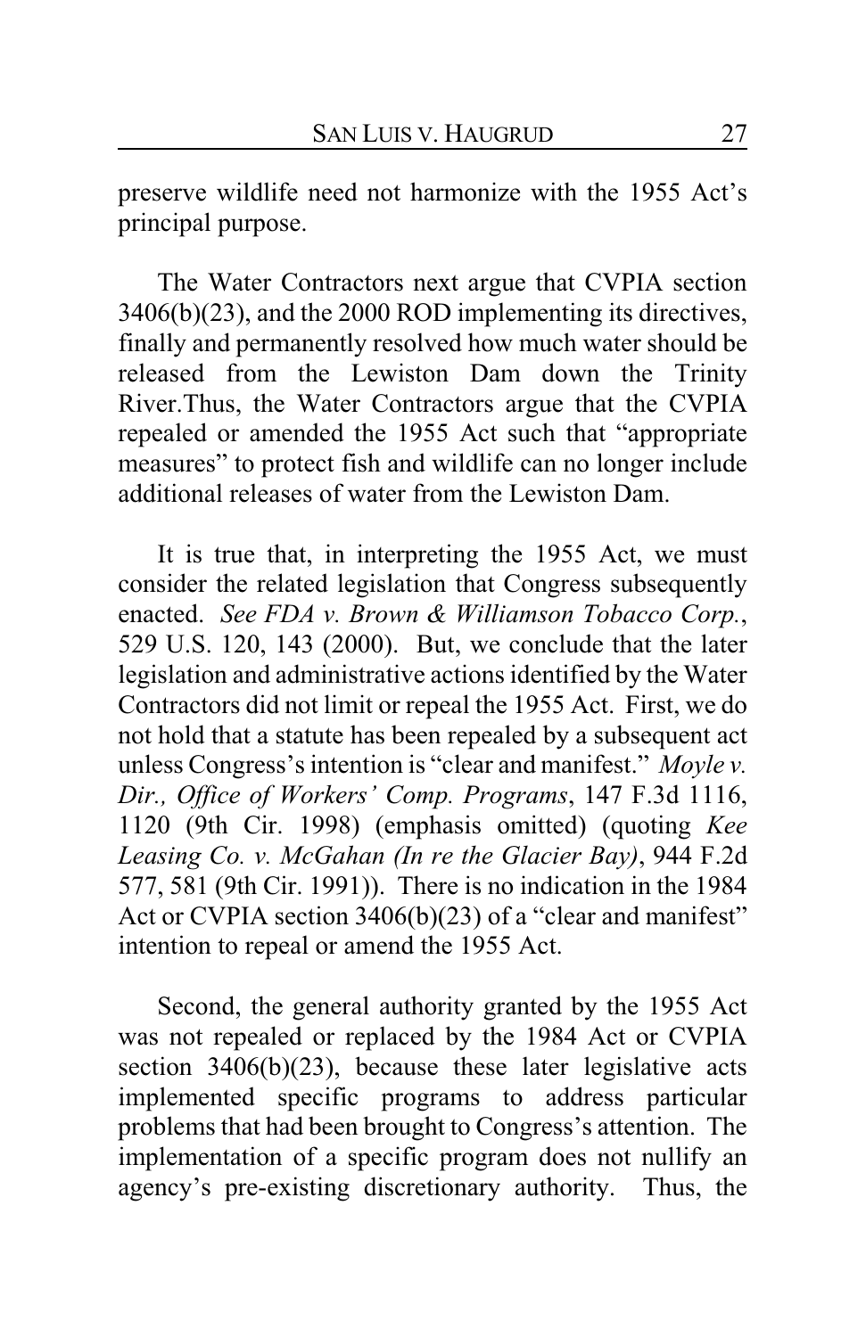preserve wildlife need not harmonize with the 1955 Act's principal purpose.

The Water Contractors next argue that CVPIA section 3406(b)(23), and the 2000 ROD implementing its directives, finally and permanently resolved how much water should be released from the Lewiston Dam down the Trinity River.Thus, the Water Contractors argue that the CVPIA repealed or amended the 1955 Act such that "appropriate measures" to protect fish and wildlife can no longer include additional releases of water from the Lewiston Dam.

It is true that, in interpreting the 1955 Act, we must consider the related legislation that Congress subsequently enacted. *See FDA v. Brown & Williamson Tobacco Corp.*, 529 U.S. 120, 143 (2000). But, we conclude that the later legislation and administrative actions identified by the Water Contractors did not limit or repeal the 1955 Act. First, we do not hold that a statute has been repealed by a subsequent act unless Congress's intention is "clear and manifest." *Moyle v. Dir., Office of Workers' Comp. Programs*, 147 F.3d 1116, 1120 (9th Cir. 1998) (emphasis omitted) (quoting *Kee Leasing Co. v. McGahan (In re the Glacier Bay)*, 944 F.2d 577, 581 (9th Cir. 1991)). There is no indication in the 1984 Act or CVPIA section 3406(b)(23) of a "clear and manifest" intention to repeal or amend the 1955 Act.

Second, the general authority granted by the 1955 Act was not repealed or replaced by the 1984 Act or CVPIA section 3406(b)(23), because these later legislative acts implemented specific programs to address particular problems that had been brought to Congress's attention. The implementation of a specific program does not nullify an agency's pre-existing discretionary authority. Thus, the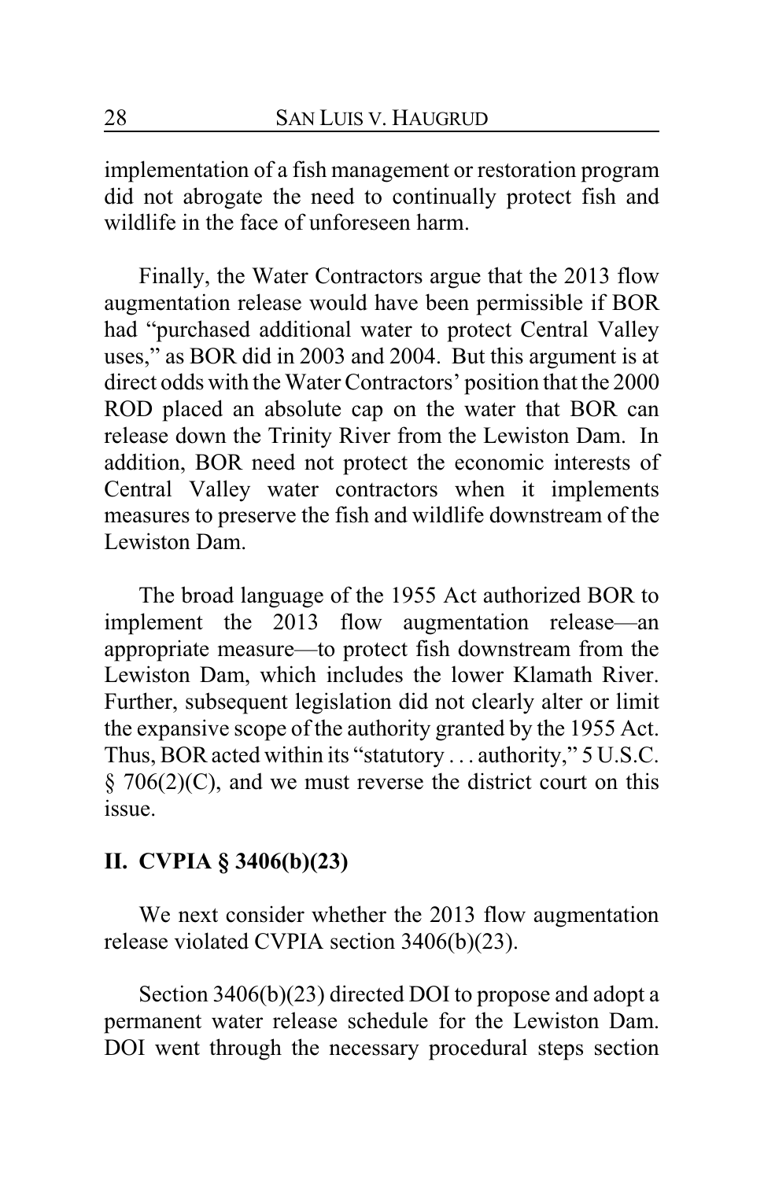implementation of a fish management or restoration program did not abrogate the need to continually protect fish and wildlife in the face of unforeseen harm.

Finally, the Water Contractors argue that the 2013 flow augmentation release would have been permissible if BOR had "purchased additional water to protect Central Valley uses," as BOR did in 2003 and 2004. But this argument is at direct odds with the Water Contractors' position that the 2000 ROD placed an absolute cap on the water that BOR can release down the Trinity River from the Lewiston Dam. In addition, BOR need not protect the economic interests of Central Valley water contractors when it implements measures to preserve the fish and wildlife downstream of the Lewiston Dam.

The broad language of the 1955 Act authorized BOR to implement the 2013 flow augmentation release—an appropriate measure—to protect fish downstream from the Lewiston Dam, which includes the lower Klamath River. Further, subsequent legislation did not clearly alter or limit the expansive scope of the authority granted by the 1955 Act. Thus, BOR acted within its "statutory . . . authority," 5 U.S.C. § 706(2)(C), and we must reverse the district court on this issue.

## II. CVPIA § 3406(b)(23)

We next consider whether the 2013 flow augmentation release violated CVPIA section 3406(b)(23).

Section 3406(b)(23) directed DOI to propose and adopt a permanent water release schedule for the Lewiston Dam. DOI went through the necessary procedural steps section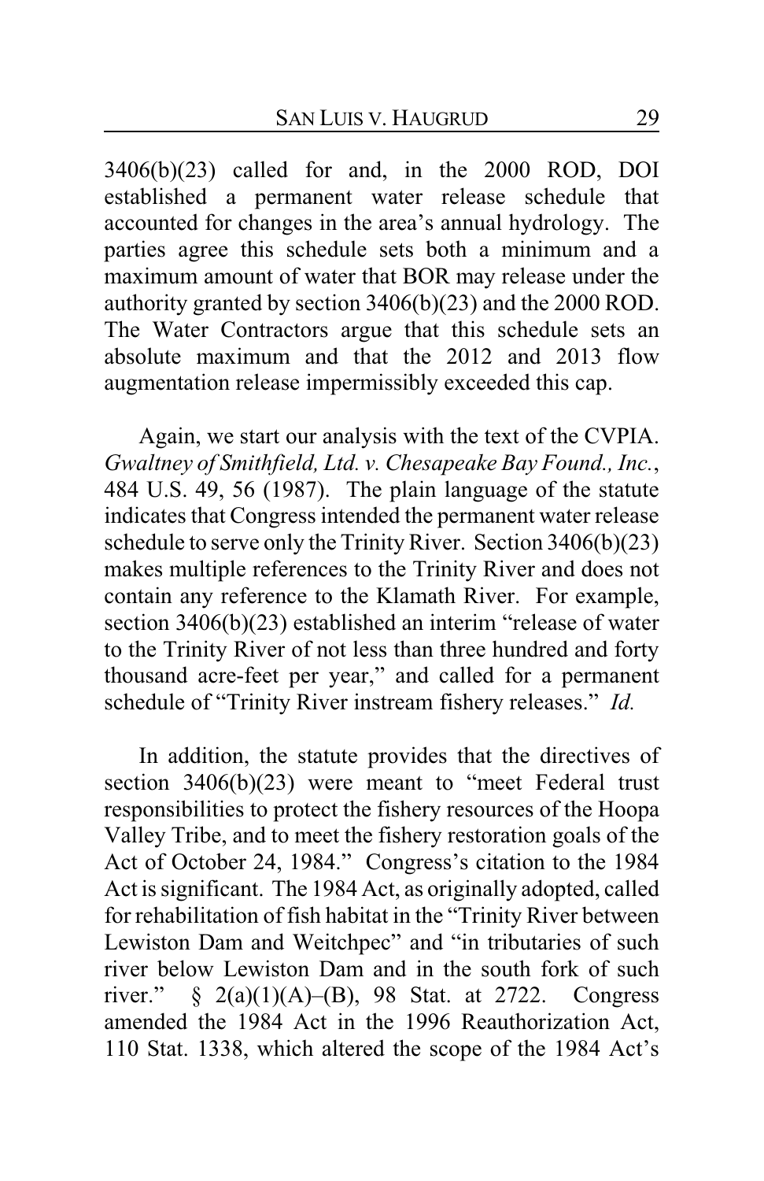3406(b)(23) called for and, in the 2000 ROD, DOI established a permanent water release schedule that accounted for changes in the area's annual hydrology. The parties agree this schedule sets both a minimum and a maximum amount of water that BOR may release under the authority granted by section 3406(b)(23) and the 2000 ROD. The Water Contractors argue that this schedule sets an absolute maximum and that the 2012 and 2013 flow augmentation release impermissibly exceeded this cap.

Again, we start our analysis with the text of the CVPIA. *Gwaltney of Smithfield, Ltd. v. Chesapeake Bay Found., Inc.*, 484 U.S. 49, 56 (1987). The plain language of the statute indicates that Congress intended the permanent water release schedule to serve only the Trinity River. Section 3406(b)(23) makes multiple references to the Trinity River and does not contain any reference to the Klamath River. For example, section 3406(b)(23) established an interim "release of water to the Trinity River of not less than three hundred and forty thousand acre-feet per year," and called for a permanent schedule of "Trinity River instream fishery releases." *Id.*

In addition, the statute provides that the directives of section 3406(b)(23) were meant to "meet Federal trust responsibilities to protect the fishery resources of the Hoopa Valley Tribe, and to meet the fishery restoration goals of the Act of October 24, 1984." Congress's citation to the 1984 Act is significant. The 1984 Act, as originally adopted, called for rehabilitation of fish habitat in the "Trinity River between Lewiston Dam and Weitchpec" and "in tributaries of such river below Lewiston Dam and in the south fork of such river." § 2(a)(1)(A)–(B), 98 Stat. at 2722. Congress amended the 1984 Act in the 1996 Reauthorization Act, 110 Stat. 1338, which altered the scope of the 1984 Act's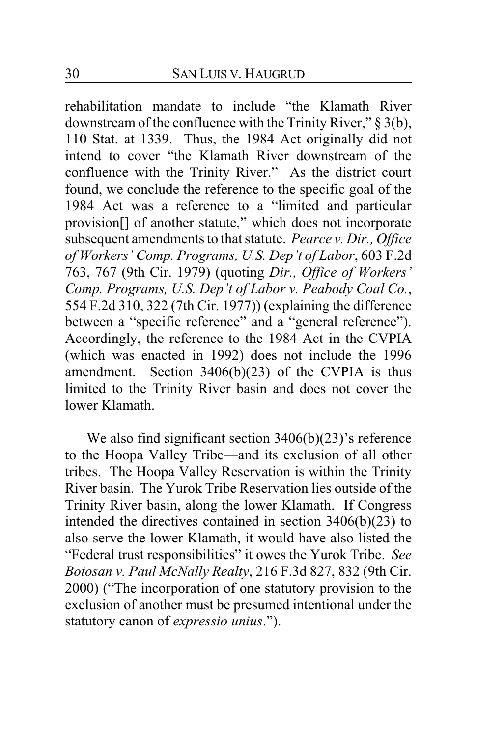rehabilitation mandate to include "the Klamath River downstream of the confluence with the Trinity River," § 3(b), 110 Stat. at 1339. Thus, the 1984 Act originally did not intend to cover "the Klamath River downstream of the confluence with the Trinity River." As the district court found, we conclude the reference to the specific goal of the 1984 Act was a reference to a "limited and particular provision[] of another statute," which does not incorporate subsequent amendments to that statute. *Pearce v. Dir., Office of Workers' Comp. Programs, U.S. Dep't of Labor*, 603 F.2d 763, 767 (9th Cir. 1979) (quoting *Dir., Office of Workers' Comp. Programs, U.S. Dep't of Labor v. Peabody Coal Co.*, 554 F.2d 310, 322 (7th Cir. 1977)) (explaining the difference between a "specific reference" and a "general reference"). Accordingly, the reference to the 1984 Act in the CVPIA (which was enacted in 1992) does not include the 1996 amendment. Section 3406(b)(23) of the CVPIA is thus limited to the Trinity River basin and does not cover the lower Klamath.

We also find significant section 3406(b)(23)'s reference to the Hoopa Valley Tribe—and its exclusion of all other tribes. The Hoopa Valley Reservation is within the Trinity River basin. The Yurok Tribe Reservation lies outside of the Trinity River basin, along the lower Klamath. If Congress intended the directives contained in section 3406(b)(23) to also serve the lower Klamath, it would have also listed the "Federal trust responsibilities" it owes the Yurok Tribe. *See Botosan v. Paul McNally Realty*, 216 F.3d 827, 832 (9th Cir. 2000) ("The incorporation of one statutory provision to the exclusion of another must be presumed intentional under the statutory canon of *expressio unius*.").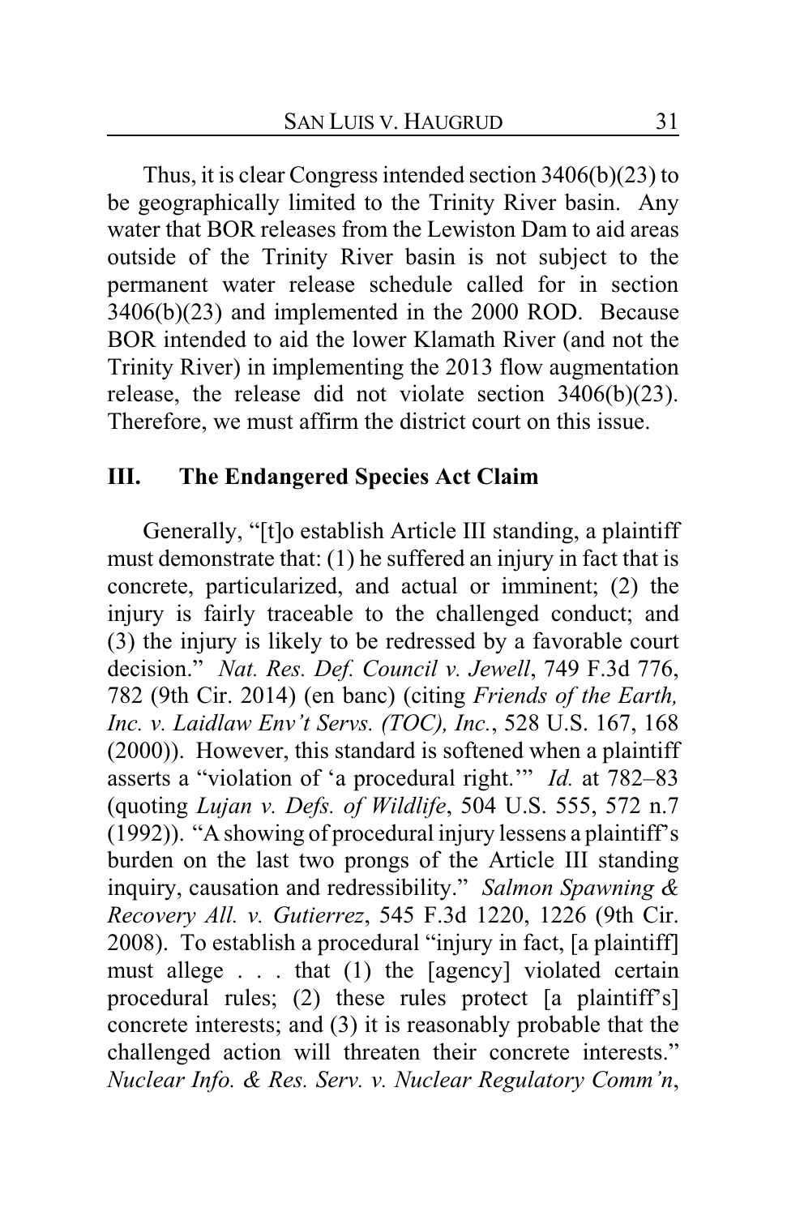Thus, it is clear Congress intended section 3406(b)(23) to be geographically limited to the Trinity River basin. Any water that BOR releases from the Lewiston Dam to aid areas outside of the Trinity River basin is not subject to the permanent water release schedule called for in section 3406(b)(23) and implemented in the 2000 ROD. Because BOR intended to aid the lower Klamath River (and not the Trinity River) in implementing the 2013 flow augmentation release, the release did not violate section 3406(b)(23). Therefore, we must affirm the district court on this issue.

## III. The Endangered Species Act Claim

Generally, "[t]o establish Article III standing, a plaintiff must demonstrate that: (1) he suffered an injury in fact that is concrete, particularized, and actual or imminent; (2) the injury is fairly traceable to the challenged conduct; and (3) the injury is likely to be redressed by a favorable court decision." *Nat. Res. Def. Council v. Jewell*, 749 F.3d 776, 782 (9th Cir. 2014) (en banc) (citing *Friends of the Earth, Inc. v. Laidlaw Env't Servs. (TOC), Inc.*, 528 U.S. 167, 168 (2000)). However, this standard is softened when a plaintiff asserts a "violation of 'a procedural right.'" *Id.* at 782–83 (quoting *Lujan v. Defs. of Wildlife*, 504 U.S. 555, 572 n.7 (1992)). "A showing of procedural injury lessens a plaintiff's burden on the last two prongs of the Article III standing inquiry, causation and redressibility." *Salmon Spawning & Recovery All. v. Gutierrez*, 545 F.3d 1220, 1226 (9th Cir. 2008). To establish a procedural "injury in fact, [a plaintiff] must allege . . . that (1) the [agency] violated certain procedural rules; (2) these rules protect [a plaintiff's] concrete interests; and (3) it is reasonably probable that the challenged action will threaten their concrete interests." *Nuclear Info. & Res. Serv. v. Nuclear Regulatory Comm'n*,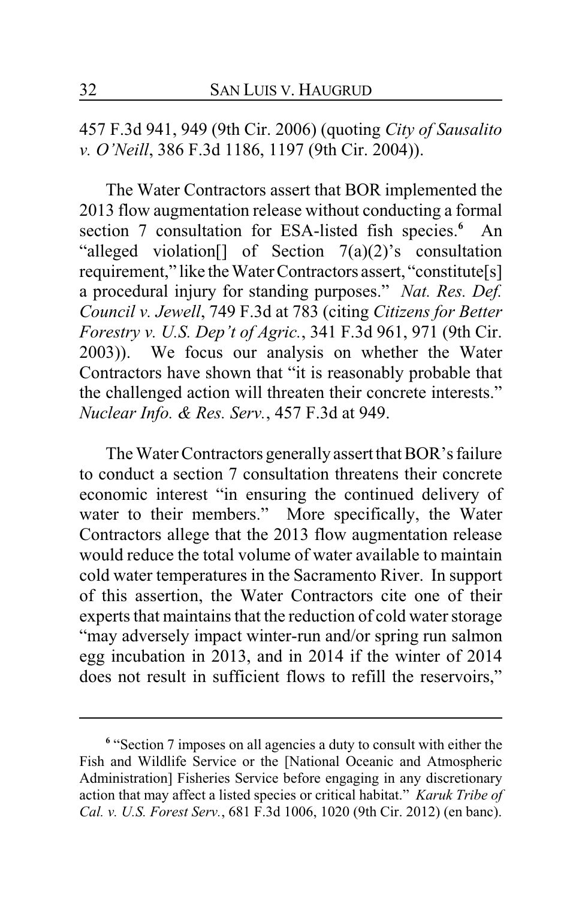457 F.3d 941, 949 (9th Cir. 2006) (quoting *City of Sausalito v. O'Neill*, 386 F.3d 1186, 1197 (9th Cir. 2004)).

The Water Contractors assert that BOR implemented the 2013 flow augmentation release without conducting a formal section 7 consultation for ESA-listed fish species.[6] An "alleged violation[] of Section 7(a)(2)'s consultation requirement," like the Water Contractors assert, "constitute[s] a procedural injury for standing purposes." *Nat. Res. Def. Council v. Jewell*, 749 F.3d at 783 (citing *Citizens for Better Forestry v. U.S. Dep't of Agric.*, 341 F.3d 961, 971 (9th Cir. 2003)). We focus our analysis on whether the Water Contractors have shown that "it is reasonably probable that the challenged action will threaten their concrete interests." *Nuclear Info. & Res. Serv.*, 457 F.3d at 949.

The Water Contractors generally assert that BOR's failure to conduct a section 7 consultation threatens their concrete economic interest "in ensuring the continued delivery of water to their members." More specifically, the Water Contractors allege that the 2013 flow augmentation release would reduce the total volume of water available to maintain cold water temperatures in the Sacramento River. In support of this assertion, the Water Contractors cite one of their experts that maintains that the reduction of cold water storage "may adversely impact winter-run and/or spring run salmon egg incubation in 2013, and in 2014 if the winter of 2014 does not result in sufficient flows to refill the reservoirs,"

[6] "Section 7 imposes on all agencies a duty to consult with either the Fish and Wildlife Service or the [National Oceanic and Atmospheric Administration] Fisheries Service before engaging in any discretionary action that may affect a listed species or critical habitat." *Karuk Tribe of Cal. v. U.S. Forest Serv.*, 681 F.3d 1006, 1020 (9th Cir. 2012) (en banc).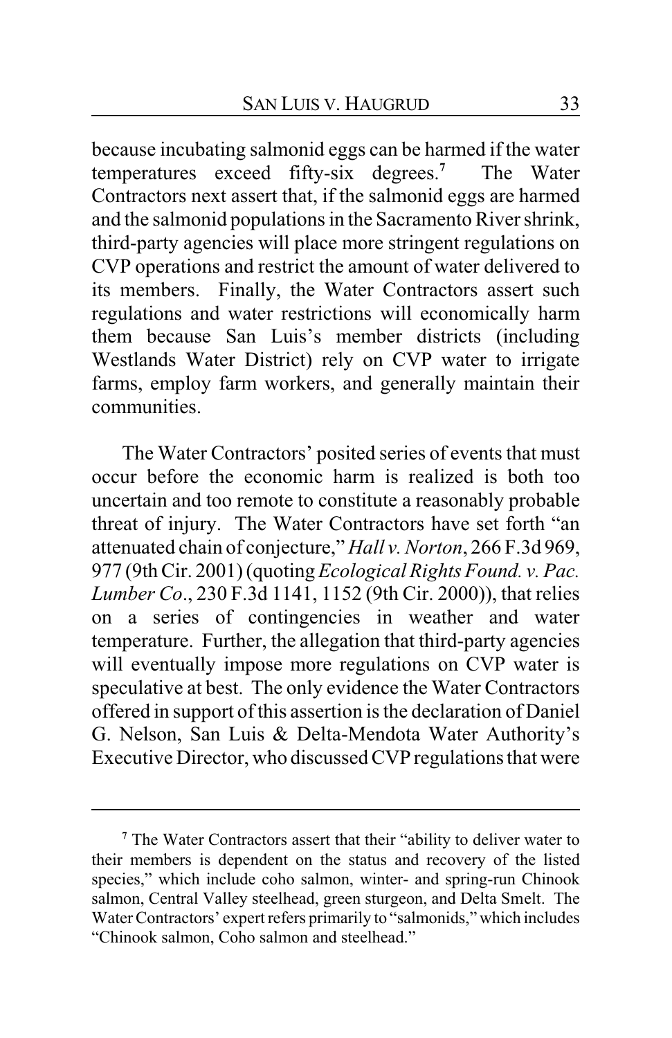because incubating salmonid eggs can be harmed if the water temperatures exceed fifty-six degrees.[7] The Water Contractors next assert that, if the salmonid eggs are harmed and the salmonid populations in the Sacramento River shrink, third-party agencies will place more stringent regulations on CVP operations and restrict the amount of water delivered to its members. Finally, the Water Contractors assert such regulations and water restrictions will economically harm them because San Luis's member districts (including Westlands Water District) rely on CVP water to irrigate farms, employ farm workers, and generally maintain their communities.

The Water Contractors' posited series of events that must occur before the economic harm is realized is both too uncertain and too remote to constitute a reasonably probable threat of injury. The Water Contractors have set forth "an attenuated chain of conjecture," *Hall v. Norton*, 266 F.3d 969, 977 (9th Cir. 2001) (quoting *Ecological Rights Found. v. Pac. Lumber Co*., 230 F.3d 1141, 1152 (9th Cir. 2000)), that relies on a series of contingencies in weather and water temperature. Further, the allegation that third-party agencies will eventually impose more regulations on CVP water is speculative at best. The only evidence the Water Contractors offered in support of this assertion is the declaration of Daniel G. Nelson, San Luis & Delta-Mendota Water Authority's Executive Director, who discussed CVP regulations that were

---

[7] The Water Contractors assert that their "ability to deliver water to their members is dependent on the status and recovery of the listed species," which include coho salmon, winter- and spring-run Chinook salmon, Central Valley steelhead, green sturgeon, and Delta Smelt. The Water Contractors' expert refers primarily to "salmonids," which includes "Chinook salmon, Coho salmon and steelhead."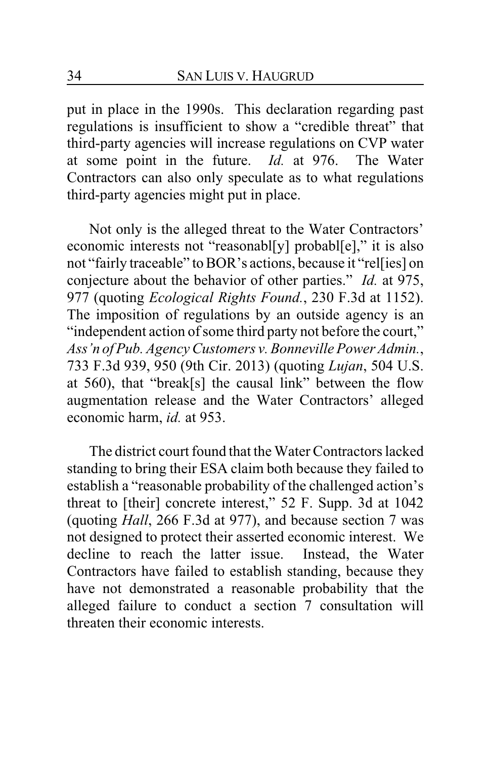put in place in the 1990s. This declaration regarding past regulations is insufficient to show a "credible threat" that third-party agencies will increase regulations on CVP water at some point in the future. *Id.* at 976. The Water Contractors can also only speculate as to what regulations third-party agencies might put in place.

Not only is the alleged threat to the Water Contractors' economic interests not "reasonabl[y] probabl[e]," it is also not "fairly traceable" to BOR's actions, because it "rel[ies] on conjecture about the behavior of other parties." *Id.* at 975, 977 (quoting *Ecological Rights Found.*, 230 F.3d at 1152). The imposition of regulations by an outside agency is an "independent action of some third party not before the court," *Ass'n of Pub. Agency Customers v. Bonneville Power Admin.*, 733 F.3d 939, 950 (9th Cir. 2013) (quoting *Lujan*, 504 U.S. at 560), that "break[s] the causal link" between the flow augmentation release and the Water Contractors' alleged economic harm, *id.* at 953.

The district court found that the Water Contractors lacked standing to bring their ESA claim both because they failed to establish a "reasonable probability of the challenged action's threat to [their] concrete interest," 52 F. Supp. 3d at 1042 (quoting *Hall*, 266 F.3d at 977), and because section 7 was not designed to protect their asserted economic interest. We decline to reach the latter issue. Instead, the Water Contractors have failed to establish standing, because they have not demonstrated a reasonable probability that the alleged failure to conduct a section 7 consultation will threaten their economic interests.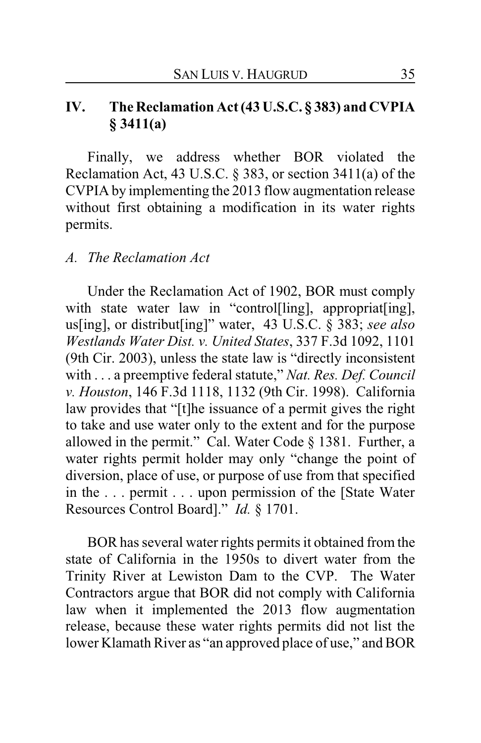## IV. The Reclamation Act (43 U.S.C. § 383) and CVPIA § 3411(a)

Finally, we address whether BOR violated the Reclamation Act, 43 U.S.C. § 383, or section 3411(a) of the CVPIA by implementing the 2013 flow augmentation release without first obtaining a modification in its water rights permits.

### *A. The Reclamation Act*

Under the Reclamation Act of 1902, BOR must comply with state water law in "control[ling], appropriat[ing], us[ing], or distribut[ing]" water, 43 U.S.C. § 383; *see also Westlands Water Dist. v. United States*, 337 F.3d 1092, 1101 (9th Cir. 2003), unless the state law is "directly inconsistent with . . . a preemptive federal statute," *Nat. Res. Def. Council v. Houston*, 146 F.3d 1118, 1132 (9th Cir. 1998). California law provides that "[t]he issuance of a permit gives the right to take and use water only to the extent and for the purpose allowed in the permit." Cal. Water Code § 1381. Further, a water rights permit holder may only "change the point of diversion, place of use, or purpose of use from that specified in the . . . permit . . . upon permission of the [State Water Resources Control Board]." *Id.* § 1701.

BOR has several water rights permits it obtained from the state of California in the 1950s to divert water from the Trinity River at Lewiston Dam to the CVP. The Water Contractors argue that BOR did not comply with California law when it implemented the 2013 flow augmentation release, because these water rights permits did not list the lower Klamath River as "an approved place of use," and BOR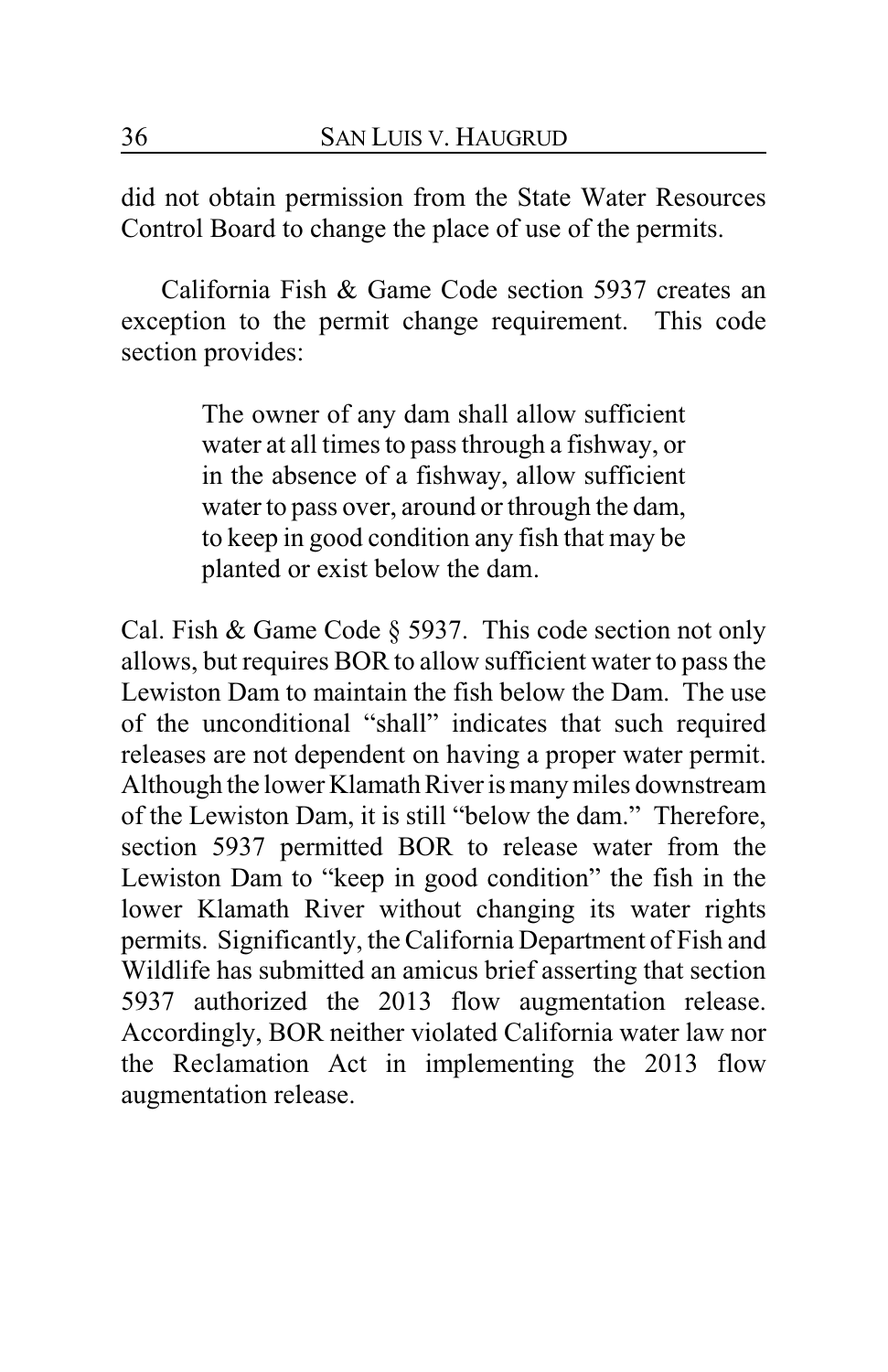did not obtain permission from the State Water Resources Control Board to change the place of use of the permits.

California Fish & Game Code section 5937 creates an exception to the permit change requirement. This code section provides:

> The owner of any dam shall allow sufficient water at all times to pass through a fishway, or in the absence of a fishway, allow sufficient water to pass over, around or through the dam, to keep in good condition any fish that may be planted or exist below the dam.

Cal. Fish & Game Code § 5937. This code section not only allows, but requires BOR to allow sufficient water to pass the Lewiston Dam to maintain the fish below the Dam. The use of the unconditional "shall" indicates that such required releases are not dependent on having a proper water permit. Although the lower Klamath River is many miles downstream of the Lewiston Dam, it is still "below the dam." Therefore, section 5937 permitted BOR to release water from the Lewiston Dam to "keep in good condition" the fish in the lower Klamath River without changing its water rights permits. Significantly, the California Department of Fish and Wildlife has submitted an amicus brief asserting that section 5937 authorized the 2013 flow augmentation release. Accordingly, BOR neither violated California water law nor the Reclamation Act in implementing the 2013 flow augmentation release.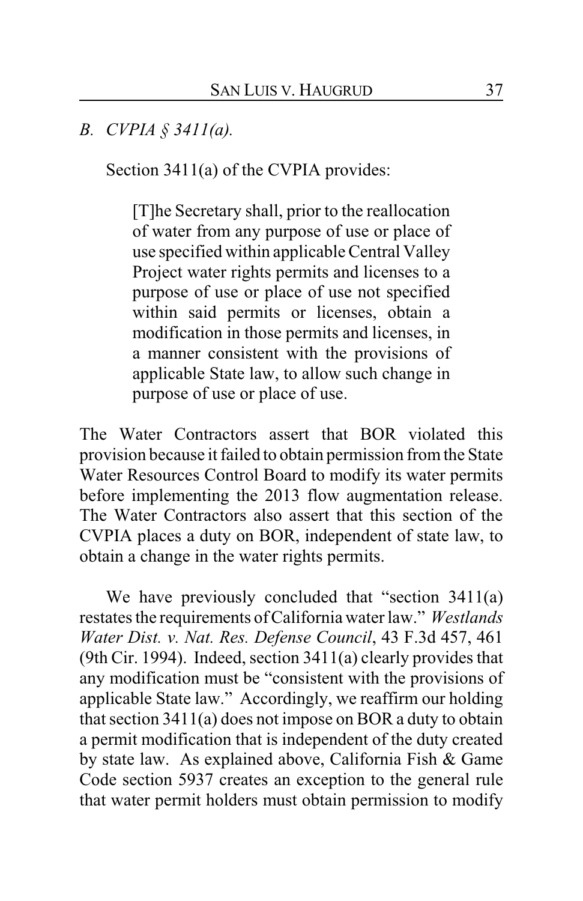*B. CVPIA § 3411(a).*

Section 3411(a) of the CVPIA provides:

> [T]he Secretary shall, prior to the reallocation of water from any purpose of use or place of use specified within applicable Central Valley Project water rights permits and licenses to a purpose of use or place of use not specified within said permits or licenses, obtain a modification in those permits and licenses, in a manner consistent with the provisions of applicable State law, to allow such change in purpose of use or place of use.

The Water Contractors assert that BOR violated this provision because it failed to obtain permission from the State Water Resources Control Board to modify its water permits before implementing the 2013 flow augmentation release. The Water Contractors also assert that this section of the CVPIA places a duty on BOR, independent of state law, to obtain a change in the water rights permits.

We have previously concluded that "section 3411(a) restates the requirements of California water law." *Westlands Water Dist. v. Nat. Res. Defense Council*, 43 F.3d 457, 461 (9th Cir. 1994). Indeed, section 3411(a) clearly provides that any modification must be "consistent with the provisions of applicable State law." Accordingly, we reaffirm our holding that section 3411(a) does not impose on BOR a duty to obtain a permit modification that is independent of the duty created by state law. As explained above, California Fish & Game Code section 5937 creates an exception to the general rule that water permit holders must obtain permission to modify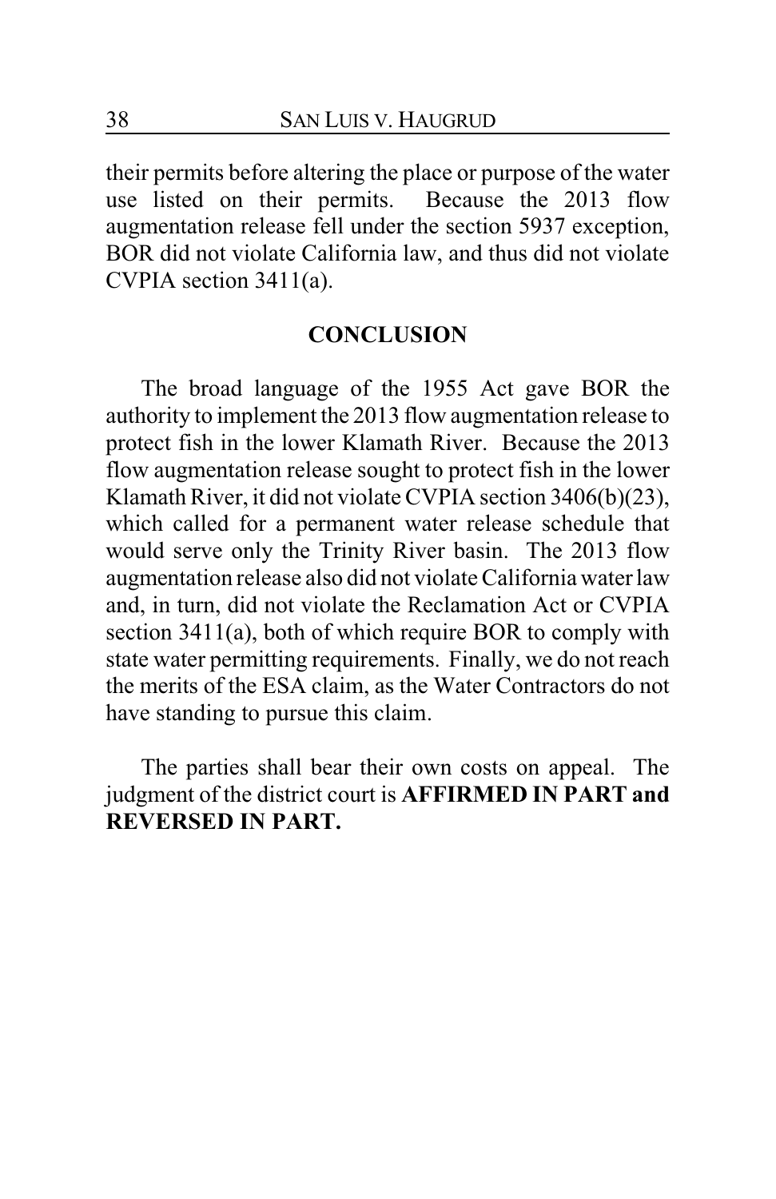their permits before altering the place or purpose of the water use listed on their permits. Because the 2013 flow augmentation release fell under the section 5937 exception, BOR did not violate California law, and thus did not violate CVPIA section 3411(a).

## CONCLUSION

The broad language of the 1955 Act gave BOR the authority to implement the 2013 flow augmentation release to protect fish in the lower Klamath River. Because the 2013 flow augmentation release sought to protect fish in the lower Klamath River, it did not violate CVPIA section 3406(b)(23), which called for a permanent water release schedule that would serve only the Trinity River basin. The 2013 flow augmentation release also did not violate California water law and, in turn, did not violate the Reclamation Act or CVPIA section 3411(a), both of which require BOR to comply with state water permitting requirements. Finally, we do not reach the merits of the ESA claim, as the Water Contractors do not have standing to pursue this claim.

The parties shall bear their own costs on appeal. The judgment of the district court is **AFFIRMED IN PART and REVERSED IN PART.**